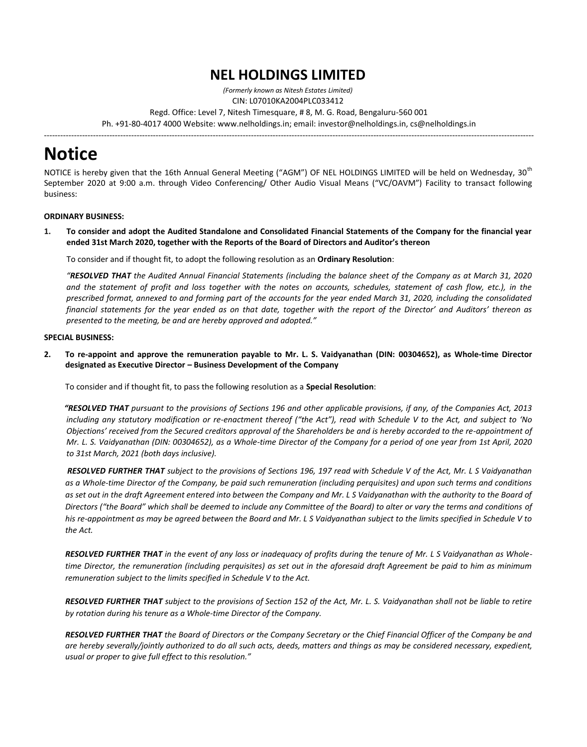# NEL HOLDINGS LIMITED

*(Formerly known as Nitesh Estates Limited)*

CIN: L07010KA2004PLC033412

Regd. Office: Level 7, Nitesh Timesquare, # 8, M. G. Road, Bengaluru-560 001

Ph. +91-80-4017 4000 Website: www.nelholdings.in; email: investor@nelholdings.in, cs@nelholdings.in

---

# Notice

NOTICE is hereby given that the 16th Annual General Meeting ("AGM") OF NEL HOLDINGS LIMITED will be held on Wednesday, 30th September 2020 at 9:00 a.m. through Video Conferencing/ Other Audio Visual Means ("VC/OAVM") Facility to transact following business:

**ORDINARY BUSINESS:**

**1. To consider and adopt the Audited Standalone and Consolidated Financial Statements of the Company for the financial year ended 31st March 2020, together with the Reports of the Board of Directors and Auditor's thereon**

To consider and if thought fit, to adopt the following resolution as an **Ordinary Resolution**:

*"**RESOLVED THAT** the Audited Annual Financial Statements (including the balance sheet of the Company as at March 31, 2020 and the statement of profit and loss together with the notes on accounts, schedules, statement of cash flow, etc.), in the prescribed format, annexed to and forming part of the accounts for the year ended March 31, 2020, including the consolidated financial statements for the year ended as on that date, together with the report of the Director' and Auditors' thereon as presented to the meeting, be and are hereby approved and adopted."*

**SPECIAL BUSINESS:**

**2. To re-appoint and approve the remuneration payable to Mr. L. S. Vaidyanathan (DIN: 00304652), as Whole-time Director designated as Executive Director – Business Development of the Company**

To consider and if thought fit, to pass the following resolution as a **Special Resolution**:

*"**RESOLVED THAT** pursuant to the provisions of Sections 196 and other applicable provisions, if any, of the Companies Act, 2013 including any statutory modification or re-enactment thereof ("the Act"), read with Schedule V to the Act, and subject to 'No Objections' received from the Secured creditors approval of the Shareholders be and is hereby accorded to the re-appointment of Mr. L. S. Vaidyanathan (DIN: 00304652), as a Whole-time Director of the Company for a period of one year from 1st April, 2020 to 31st March, 2021 (both days inclusive).*

***RESOLVED FURTHER THAT** subject to the provisions of Sections 196, 197 read with Schedule V of the Act, Mr. L S Vaidyanathan as a Whole-time Director of the Company, be paid such remuneration (including perquisites) and upon such terms and conditions as set out in the draft Agreement entered into between the Company and Mr. L S Vaidyanathan with the authority to the Board of Directors ("the Board" which shall be deemed to include any Committee of the Board) to alter or vary the terms and conditions of his re-appointment as may be agreed between the Board and Mr. L S Vaidyanathan subject to the limits specified in Schedule V to the Act.*

***RESOLVED FURTHER THAT** in the event of any loss or inadequacy of profits during the tenure of Mr. L S Vaidyanathan as Whole-time Director, the remuneration (including perquisites) as set out in the aforesaid draft Agreement be paid to him as minimum remuneration subject to the limits specified in Schedule V to the Act.*

***RESOLVED FURTHER THAT** subject to the provisions of Section 152 of the Act, Mr. L. S. Vaidyanathan shall not be liable to retire by rotation during his tenure as a Whole-time Director of the Company.*

***RESOLVED FURTHER THAT** the Board of Directors or the Company Secretary or the Chief Financial Officer of the Company be and are hereby severally/jointly authorized to do all such acts, deeds, matters and things as may be considered necessary, expedient, usual or proper to give full effect to this resolution."*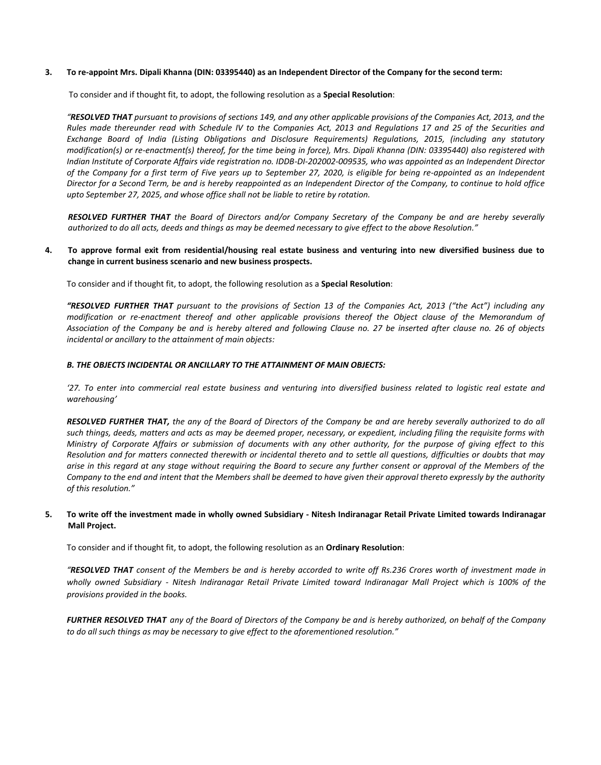**3. To re-appoint Mrs. Dipali Khanna (DIN: 03395440) as an Independent Director of the Company for the second term:**

To consider and if thought fit, to adopt, the following resolution as a **Special Resolution**:

*"**RESOLVED THAT** pursuant to provisions of sections 149, and any other applicable provisions of the Companies Act, 2013, and the Rules made thereunder read with Schedule IV to the Companies Act, 2013 and Regulations 17 and 25 of the Securities and Exchange Board of India (Listing Obligations and Disclosure Requirements) Regulations, 2015, (including any statutory modification(s) or re-enactment(s) thereof, for the time being in force), Mrs. Dipali Khanna (DIN: 03395440) also registered with Indian Institute of Corporate Affairs vide registration no. IDDB-DI-202002-009535, who was appointed as an Independent Director of the Company for a first term of Five years up to September 27, 2020, is eligible for being re-appointed as an Independent Director for a Second Term, be and is hereby reappointed as an Independent Director of the Company, to continue to hold office upto September 27, 2025, and whose office shall not be liable to retire by rotation.*

***RESOLVED FURTHER THAT** the Board of Directors and/or Company Secretary of the Company be and are hereby severally authorized to do all acts, deeds and things as may be deemed necessary to give effect to the above Resolution."*

**4. To approve formal exit from residential/housing real estate business and venturing into new diversified business due to change in current business scenario and new business prospects.**

To consider and if thought fit, to adopt, the following resolution as a **Special Resolution**:

***"RESOLVED FURTHER THAT** pursuant to the provisions of Section 13 of the Companies Act, 2013 ("the Act") including any modification or re-enactment thereof and other applicable provisions thereof the Object clause of the Memorandum of Association of the Company be and is hereby altered and following Clause no. 27 be inserted after clause no. 26 of objects incidental or ancillary to the attainment of main objects:*

***B. THE OBJECTS INCIDENTAL OR ANCILLARY TO THE ATTAINMENT OF MAIN OBJECTS:***

*'27. To enter into commercial real estate business and venturing into diversified business related to logistic real estate and warehousing'*

***RESOLVED FURTHER THAT,** the any of the Board of Directors of the Company be and are hereby severally authorized to do all such things, deeds, matters and acts as may be deemed proper, necessary, or expedient, including filing the requisite forms with Ministry of Corporate Affairs or submission of documents with any other authority, for the purpose of giving effect to this Resolution and for matters connected therewith or incidental thereto and to settle all questions, difficulties or doubts that may arise in this regard at any stage without requiring the Board to secure any further consent or approval of the Members of the Company to the end and intent that the Members shall be deemed to have given their approval thereto expressly by the authority of this resolution."*

**5. To write off the investment made in wholly owned Subsidiary - Nitesh Indiranagar Retail Private Limited towards Indiranagar Mall Project.**

To consider and if thought fit, to adopt, the following resolution as an **Ordinary Resolution**:

*"**RESOLVED THAT** consent of the Members be and is hereby accorded to write off Rs.236 Crores worth of investment made in wholly owned Subsidiary - Nitesh Indiranagar Retail Private Limited toward Indiranagar Mall Project which is 100% of the provisions provided in the books.*

***FURTHER RESOLVED THAT** any of the Board of Directors of the Company be and is hereby authorized, on behalf of the Company to do all such things as may be necessary to give effect to the aforementioned resolution."*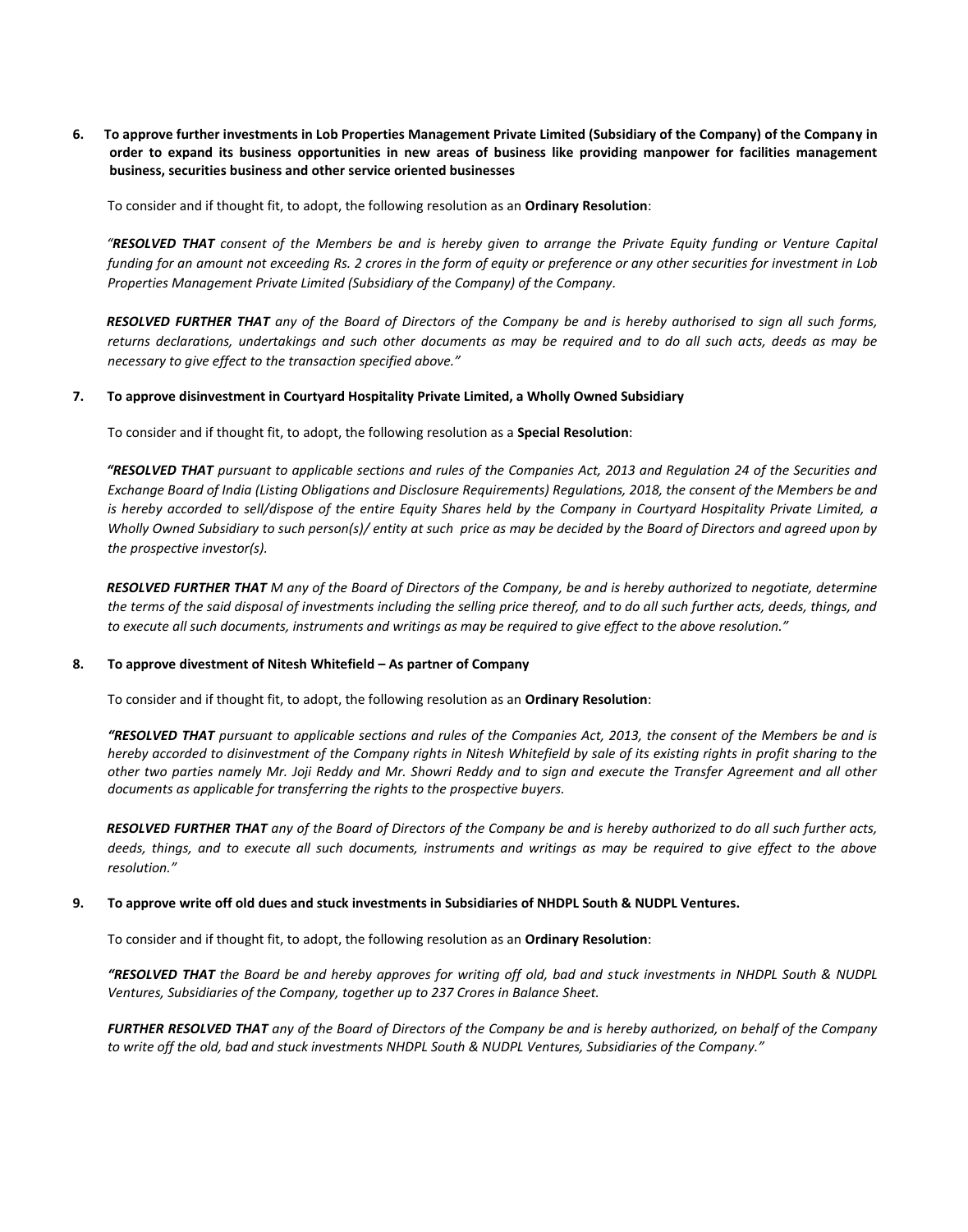**6. To approve further investments in Lob Properties Management Private Limited (Subsidiary of the Company) of the Company in order to expand its business opportunities in new areas of business like providing manpower for facilities management business, securities business and other service oriented businesses**

To consider and if thought fit, to adopt, the following resolution as an **Ordinary Resolution**:

*"**RESOLVED THAT** consent of the Members be and is hereby given to arrange the Private Equity funding or Venture Capital funding for an amount not exceeding Rs. 2 crores in the form of equity or preference or any other securities for investment in Lob Properties Management Private Limited (Subsidiary of the Company) of the Company.*

***RESOLVED FURTHER THAT** any of the Board of Directors of the Company be and is hereby authorised to sign all such forms, returns declarations, undertakings and such other documents as may be required and to do all such acts, deeds as may be necessary to give effect to the transaction specified above."*

**7. To approve disinvestment in Courtyard Hospitality Private Limited, a Wholly Owned Subsidiary**

To consider and if thought fit, to adopt, the following resolution as a **Special Resolution**:

*"**RESOLVED THAT** pursuant to applicable sections and rules of the Companies Act, 2013 and Regulation 24 of the Securities and Exchange Board of India (Listing Obligations and Disclosure Requirements) Regulations, 2018, the consent of the Members be and is hereby accorded to sell/dispose of the entire Equity Shares held by the Company in Courtyard Hospitality Private Limited, a Wholly Owned Subsidiary to such person(s)/ entity at such price as may be decided by the Board of Directors and agreed upon by the prospective investor(s).*

***RESOLVED FURTHER THAT** M any of the Board of Directors of the Company, be and is hereby authorized to negotiate, determine the terms of the said disposal of investments including the selling price thereof, and to do all such further acts, deeds, things, and to execute all such documents, instruments and writings as may be required to give effect to the above resolution."*

**8. To approve divestment of Nitesh Whitefield – As partner of Company**

To consider and if thought fit, to adopt, the following resolution as an **Ordinary Resolution**:

*"**RESOLVED THAT** pursuant to applicable sections and rules of the Companies Act, 2013, the consent of the Members be and is hereby accorded to disinvestment of the Company rights in Nitesh Whitefield by sale of its existing rights in profit sharing to the other two parties namely Mr. Joji Reddy and Mr. Showri Reddy and to sign and execute the Transfer Agreement and all other documents as applicable for transferring the rights to the prospective buyers.*

***RESOLVED FURTHER THAT** any of the Board of Directors of the Company be and is hereby authorized to do all such further acts, deeds, things, and to execute all such documents, instruments and writings as may be required to give effect to the above resolution."*

**9. To approve write off old dues and stuck investments in Subsidiaries of NHDPL South & NUDPL Ventures.**

To consider and if thought fit, to adopt, the following resolution as an **Ordinary Resolution**:

*"**RESOLVED THAT** the Board be and hereby approves for writing off old, bad and stuck investments in NHDPL South & NUDPL Ventures, Subsidiaries of the Company, together up to 237 Crores in Balance Sheet.*

***FURTHER RESOLVED THAT** any of the Board of Directors of the Company be and is hereby authorized, on behalf of the Company to write off the old, bad and stuck investments NHDPL South & NUDPL Ventures, Subsidiaries of the Company."*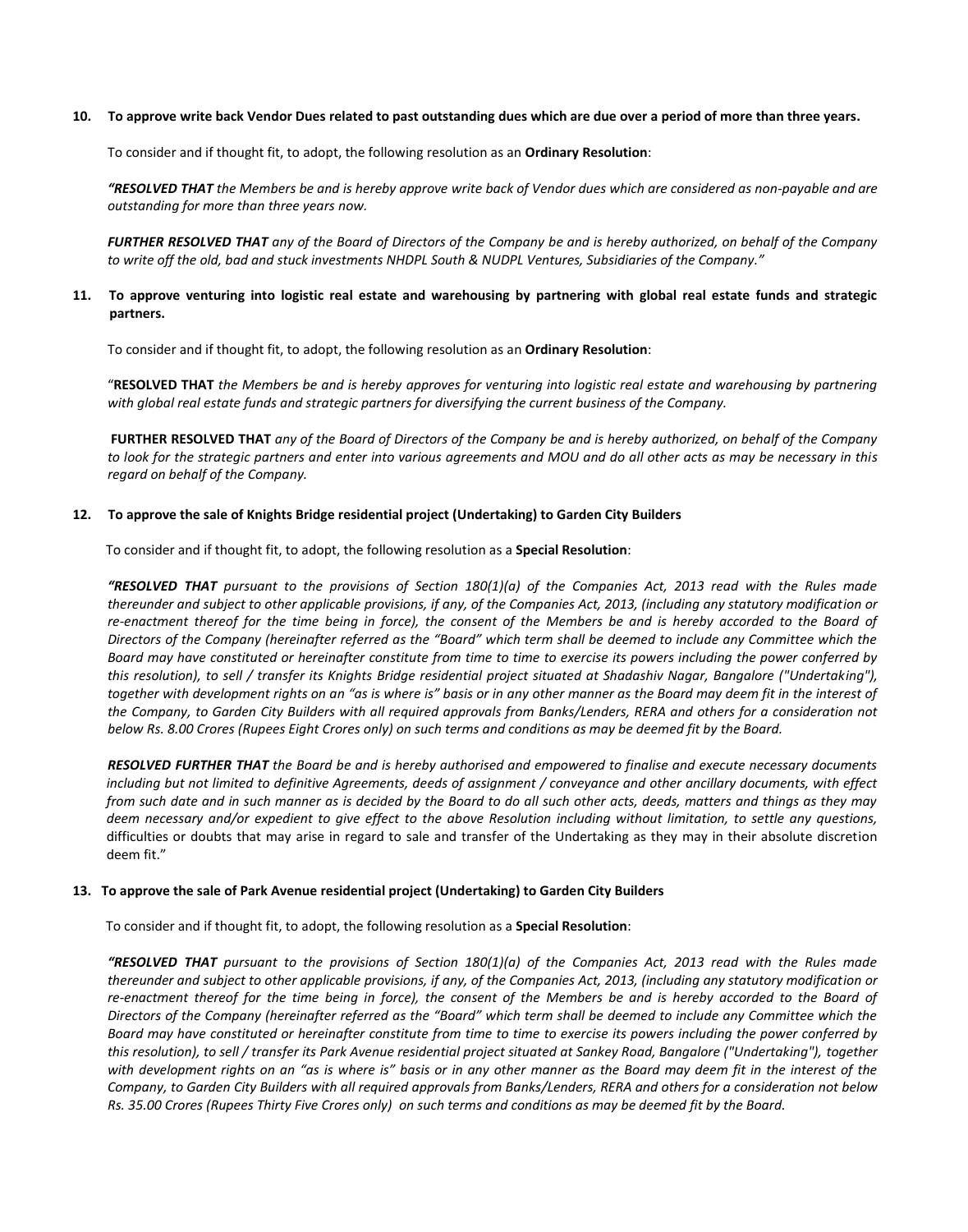**10. To approve write back Vendor Dues related to past outstanding dues which are due over a period of more than three years.**

To consider and if thought fit, to adopt, the following resolution as an **Ordinary Resolution**:

***"RESOLVED THAT*** *the Members be and is hereby approve write back of Vendor dues which are considered as non-payable and are outstanding for more than three years now.*

***FURTHER RESOLVED THAT*** *any of the Board of Directors of the Company be and is hereby authorized, on behalf of the Company to write off the old, bad and stuck investments NHDPL South & NUDPL Ventures, Subsidiaries of the Company."*

**11. To approve venturing into logistic real estate and warehousing by partnering with global real estate funds and strategic partners.**

To consider and if thought fit, to adopt, the following resolution as an **Ordinary Resolution**:

"**RESOLVED THAT** *the Members be and is hereby approves for venturing into logistic real estate and warehousing by partnering with global real estate funds and strategic partners for diversifying the current business of the Company.*

**FURTHER RESOLVED THAT** *any of the Board of Directors of the Company be and is hereby authorized, on behalf of the Company to look for the strategic partners and enter into various agreements and MOU and do all other acts as may be necessary in this regard on behalf of the Company.*

**12. To approve the sale of Knights Bridge residential project (Undertaking) to Garden City Builders**

To consider and if thought fit, to adopt, the following resolution as a **Special Resolution**:

***"RESOLVED THAT*** *pursuant to the provisions of Section 180(1)(a) of the Companies Act, 2013 read with the Rules made thereunder and subject to other applicable provisions, if any, of the Companies Act, 2013, (including any statutory modification or re-enactment thereof for the time being in force), the consent of the Members be and is hereby accorded to the Board of Directors of the Company (hereinafter referred as the "Board" which term shall be deemed to include any Committee which the Board may have constituted or hereinafter constitute from time to time to exercise its powers including the power conferred by this resolution), to sell / transfer its Knights Bridge residential project situated at Shadashiv Nagar, Bangalore ("Undertaking"), together with development rights on an "as is where is" basis or in any other manner as the Board may deem fit in the interest of the Company, to Garden City Builders with all required approvals from Banks/Lenders, RERA and others for a consideration not below Rs. 8.00 Crores (Rupees Eight Crores only) on such terms and conditions as may be deemed fit by the Board.*

***RESOLVED FURTHER THAT*** *the Board be and is hereby authorised and empowered to finalise and execute necessary documents including but not limited to definitive Agreements, deeds of assignment / conveyance and other ancillary documents, with effect from such date and in such manner as is decided by the Board to do all such other acts, deeds, matters and things as they may deem necessary and/or expedient to give effect to the above Resolution including without limitation, to settle any questions,* difficulties or doubts that may arise in regard to sale and transfer of the Undertaking as they may in their absolute discretion deem fit."

**13. To approve the sale of Park Avenue residential project (Undertaking) to Garden City Builders**

To consider and if thought fit, to adopt, the following resolution as a **Special Resolution**:

***"RESOLVED THAT*** *pursuant to the provisions of Section 180(1)(a) of the Companies Act, 2013 read with the Rules made thereunder and subject to other applicable provisions, if any, of the Companies Act, 2013, (including any statutory modification or re-enactment thereof for the time being in force), the consent of the Members be and is hereby accorded to the Board of Directors of the Company (hereinafter referred as the "Board" which term shall be deemed to include any Committee which the Board may have constituted or hereinafter constitute from time to time to exercise its powers including the power conferred by this resolution), to sell / transfer its Park Avenue residential project situated at Sankey Road, Bangalore ("Undertaking"), together with development rights on an "as is where is" basis or in any other manner as the Board may deem fit in the interest of the Company, to Garden City Builders with all required approvals from Banks/Lenders, RERA and others for a consideration not below Rs. 35.00 Crores (Rupees Thirty Five Crores only) on such terms and conditions as may be deemed fit by the Board.*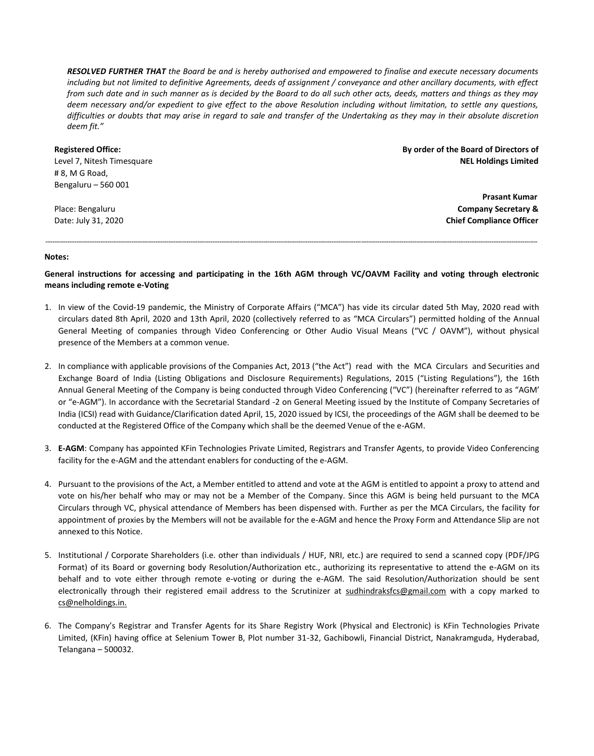***RESOLVED FURTHER THAT** the Board be and is hereby authorised and empowered to finalise and execute necessary documents including but not limited to definitive Agreements, deeds of assignment / conveyance and other ancillary documents, with effect from such date and in such manner as is decided by the Board to do all such other acts, deeds, matters and things as they may deem necessary and/or expedient to give effect to the above Resolution including without limitation, to settle any questions, difficulties or doubts that may arise in regard to sale and transfer of the Undertaking as they may in their absolute discretion deem fit."*

**Registered Office:**
Level 7, Nitesh Timesquare
# 8, M G Road,
Bengaluru – 560 001

Place: Bengaluru
Date: July 31, 2020

**By order of the Board of Directors of**
**NEL Holdings Limited**

**Prasant Kumar**
**Company Secretary &**
**Chief Compliance Officer**

---

**Notes:**

**General instructions for accessing and participating in the 16th AGM through VC/OAVM Facility and voting through electronic means including remote e-Voting**

1. In view of the Covid-19 pandemic, the Ministry of Corporate Affairs ("MCA") has vide its circular dated 5th May, 2020 read with circulars dated 8th April, 2020 and 13th April, 2020 (collectively referred to as "MCA Circulars") permitted holding of the Annual General Meeting of companies through Video Conferencing or Other Audio Visual Means ("VC / OAVM"), without physical presence of the Members at a common venue.

2. In compliance with applicable provisions of the Companies Act, 2013 ("the Act") read with the MCA Circulars and Securities and Exchange Board of India (Listing Obligations and Disclosure Requirements) Regulations, 2015 ("Listing Regulations"), the 16th Annual General Meeting of the Company is being conducted through Video Conferencing ("VC") (hereinafter referred to as "AGM' or "e-AGM"). In accordance with the Secretarial Standard -2 on General Meeting issued by the Institute of Company Secretaries of India (ICSI) read with Guidance/Clarification dated April, 15, 2020 issued by ICSI, the proceedings of the AGM shall be deemed to be conducted at the Registered Office of the Company which shall be the deemed Venue of the e-AGM.

3. **E-AGM**: Company has appointed KFin Technologies Private Limited, Registrars and Transfer Agents, to provide Video Conferencing facility for the e-AGM and the attendant enablers for conducting of the e-AGM.

4. Pursuant to the provisions of the Act, a Member entitled to attend and vote at the AGM is entitled to appoint a proxy to attend and vote on his/her behalf who may or may not be a Member of the Company. Since this AGM is being held pursuant to the MCA Circulars through VC, physical attendance of Members has been dispensed with. Further as per the MCA Circulars, the facility for appointment of proxies by the Members will not be available for the e-AGM and hence the Proxy Form and Attendance Slip are not annexed to this Notice.

5. Institutional / Corporate Shareholders (i.e. other than individuals / HUF, NRI, etc.) are required to send a scanned copy (PDF/JPG Format) of its Board or governing body Resolution/Authorization etc., authorizing its representative to attend the e-AGM on its behalf and to vote either through remote e-voting or during the e-AGM. The said Resolution/Authorization should be sent electronically through their registered email address to the Scrutinizer at sudhindraksfcs@gmail.com with a copy marked to cs@nelholdings.in.

6. The Company's Registrar and Transfer Agents for its Share Registry Work (Physical and Electronic) is KFin Technologies Private Limited, (KFin) having office at Selenium Tower B, Plot number 31-32, Gachibowli, Financial District, Nanakramguda, Hyderabad, Telangana – 500032.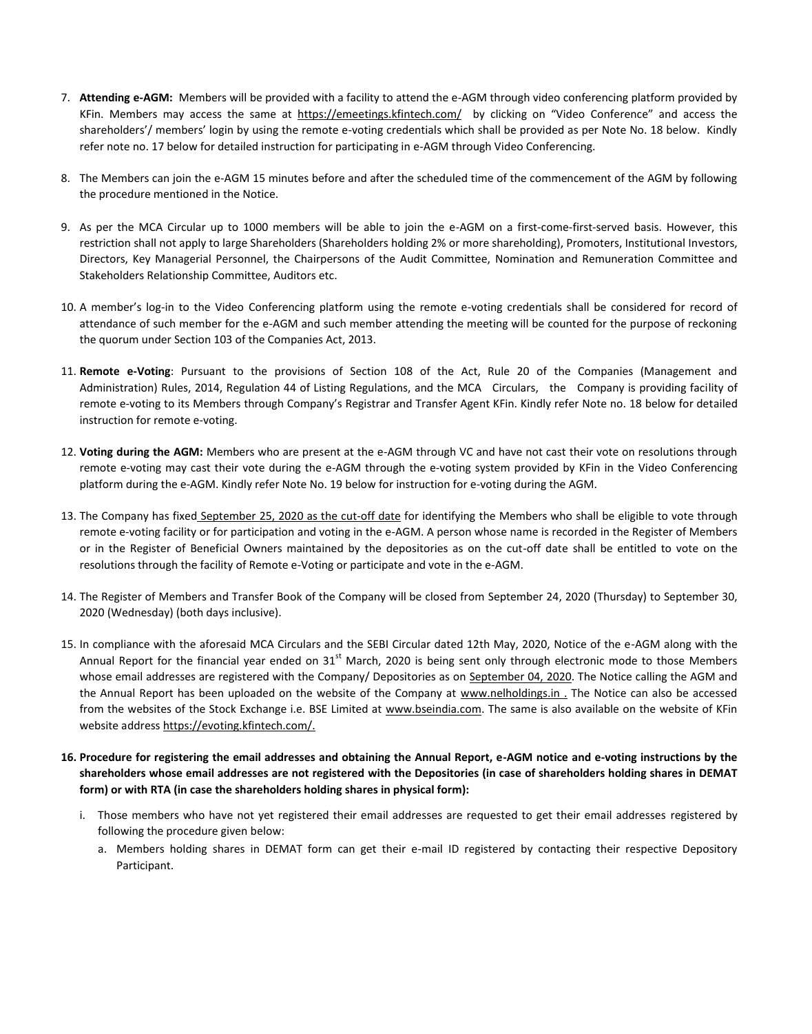7. **Attending e-AGM:** Members will be provided with a facility to attend the e-AGM through video conferencing platform provided by KFin. Members may access the same at https://emeetings.kfintech.com/ by clicking on "Video Conference" and access the shareholders'/ members' login by using the remote e-voting credentials which shall be provided as per Note No. 18 below. Kindly refer note no. 17 below for detailed instruction for participating in e-AGM through Video Conferencing.

8. The Members can join the e-AGM 15 minutes before and after the scheduled time of the commencement of the AGM by following the procedure mentioned in the Notice.

9. As per the MCA Circular up to 1000 members will be able to join the e-AGM on a first-come-first-served basis. However, this restriction shall not apply to large Shareholders (Shareholders holding 2% or more shareholding), Promoters, Institutional Investors, Directors, Key Managerial Personnel, the Chairpersons of the Audit Committee, Nomination and Remuneration Committee and Stakeholders Relationship Committee, Auditors etc.

10. A member's log-in to the Video Conferencing platform using the remote e-voting credentials shall be considered for record of attendance of such member for the e-AGM and such member attending the meeting will be counted for the purpose of reckoning the quorum under Section 103 of the Companies Act, 2013.

11. **Remote e-Voting**: Pursuant to the provisions of Section 108 of the Act, Rule 20 of the Companies (Management and Administration) Rules, 2014, Regulation 44 of Listing Regulations, and the MCA Circulars, the Company is providing facility of remote e-voting to its Members through Company's Registrar and Transfer Agent KFin. Kindly refer Note no. 18 below for detailed instruction for remote e-voting.

12. **Voting during the AGM:** Members who are present at the e-AGM through VC and have not cast their vote on resolutions through remote e-voting may cast their vote during the e-AGM through the e-voting system provided by KFin in the Video Conferencing platform during the e-AGM. Kindly refer Note No. 19 below for instruction for e-voting during the AGM.

13. The Company has fixed September 25, 2020 as the cut-off date for identifying the Members who shall be eligible to vote through remote e-voting facility or for participation and voting in the e-AGM. A person whose name is recorded in the Register of Members or in the Register of Beneficial Owners maintained by the depositories as on the cut-off date shall be entitled to vote on the resolutions through the facility of Remote e-Voting or participate and vote in the e-AGM.

14. The Register of Members and Transfer Book of the Company will be closed from September 24, 2020 (Thursday) to September 30, 2020 (Wednesday) (both days inclusive).

15. In compliance with the aforesaid MCA Circulars and the SEBI Circular dated 12th May, 2020, Notice of the e-AGM along with the Annual Report for the financial year ended on 31st March, 2020 is being sent only through electronic mode to those Members whose email addresses are registered with the Company/ Depositories as on September 04, 2020. The Notice calling the AGM and the Annual Report has been uploaded on the website of the Company at www.nelholdings.in . The Notice can also be accessed from the websites of the Stock Exchange i.e. BSE Limited at www.bseindia.com. The same is also available on the website of KFin website address https://evoting.kfintech.com/.

16. **Procedure for registering the email addresses and obtaining the Annual Report, e-AGM notice and e-voting instructions by the shareholders whose email addresses are not registered with the Depositories (in case of shareholders holding shares in DEMAT form) or with RTA (in case the shareholders holding shares in physical form):**

    i. Those members who have not yet registered their email addresses are requested to get their email addresses registered by following the procedure given below:

        a. Members holding shares in DEMAT form can get their e-mail ID registered by contacting their respective Depository Participant.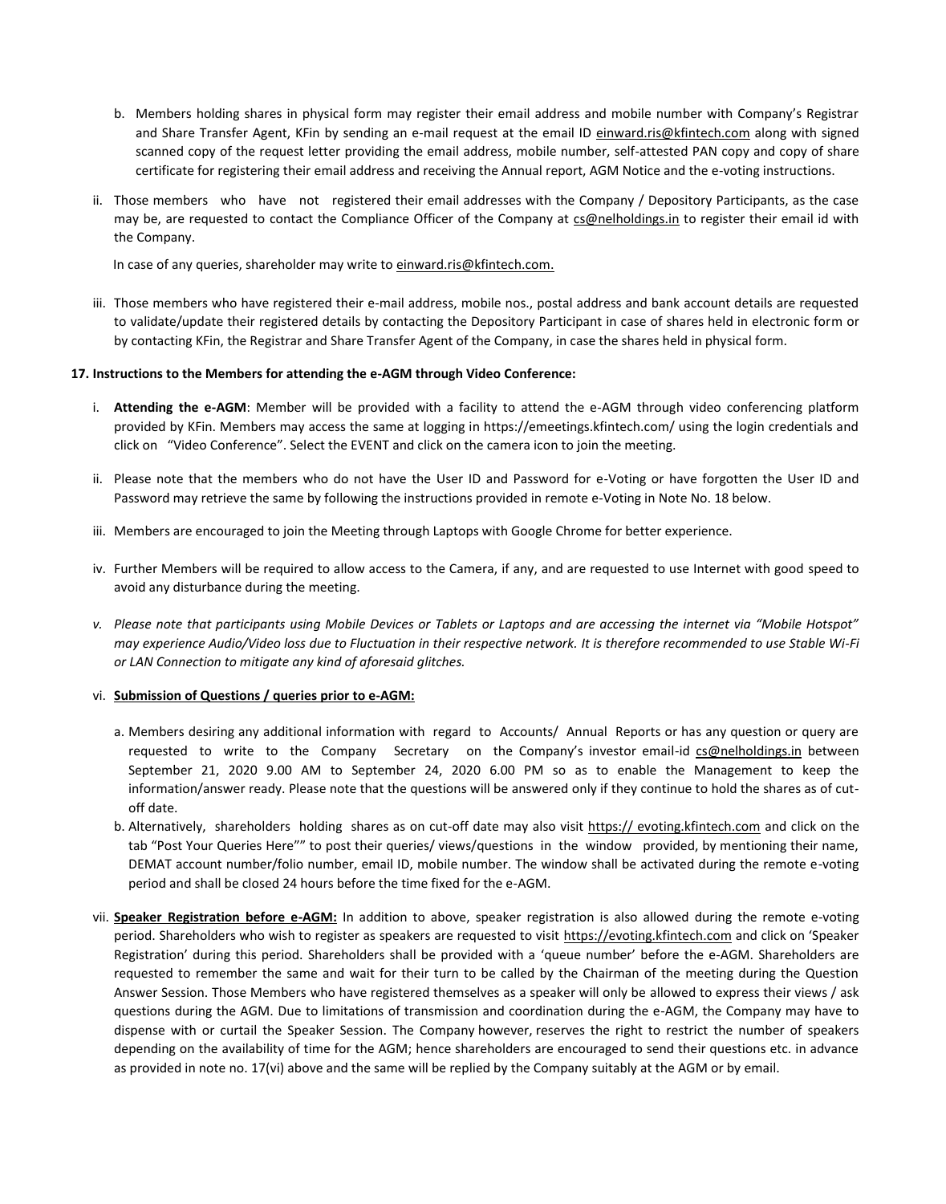b. Members holding shares in physical form may register their email address and mobile number with Company's Registrar and Share Transfer Agent, KFin by sending an e-mail request at the email ID einward.ris@kfintech.com along with signed scanned copy of the request letter providing the email address, mobile number, self-attested PAN copy and copy of share certificate for registering their email address and receiving the Annual report, AGM Notice and the e-voting instructions.

ii. Those members who have not registered their email addresses with the Company / Depository Participants, as the case may be, are requested to contact the Compliance Officer of the Company at cs@nelholdings.in to register their email id with the Company.

In case of any queries, shareholder may write to einward.ris@kfintech.com.

iii. Those members who have registered their e-mail address, mobile nos., postal address and bank account details are requested to validate/update their registered details by contacting the Depository Participant in case of shares held in electronic form or by contacting KFin, the Registrar and Share Transfer Agent of the Company, in case the shares held in physical form.

**17. Instructions to the Members for attending the e-AGM through Video Conference:**

i. **Attending the e-AGM**: Member will be provided with a facility to attend the e-AGM through video conferencing platform provided by KFin. Members may access the same at logging in https://emeetings.kfintech.com/ using the login credentials and click on "Video Conference". Select the EVENT and click on the camera icon to join the meeting.

ii. Please note that the members who do not have the User ID and Password for e-Voting or have forgotten the User ID and Password may retrieve the same by following the instructions provided in remote e-Voting in Note No. 18 below.

iii. Members are encouraged to join the Meeting through Laptops with Google Chrome for better experience.

iv. Further Members will be required to allow access to the Camera, if any, and are requested to use Internet with good speed to avoid any disturbance during the meeting.

*v. Please note that participants using Mobile Devices or Tablets or Laptops and are accessing the internet via "Mobile Hotspot" may experience Audio/Video loss due to Fluctuation in their respective network. It is therefore recommended to use Stable Wi-Fi or LAN Connection to mitigate any kind of aforesaid glitches.*

vi. **Submission of Questions / queries prior to e-AGM:**

a. Members desiring any additional information with regard to Accounts/ Annual Reports or has any question or query are requested to write to the Company Secretary on the Company's investor email-id cs@nelholdings.in between September 21, 2020 9.00 AM to September 24, 2020 6.00 PM so as to enable the Management to keep the information/answer ready. Please note that the questions will be answered only if they continue to hold the shares as of cut-off date.

b. Alternatively, shareholders holding shares as on cut-off date may also visit https:// evoting.kfintech.com and click on the tab "Post Your Queries Here"" to post their queries/ views/questions in the window provided, by mentioning their name, DEMAT account number/folio number, email ID, mobile number. The window shall be activated during the remote e-voting period and shall be closed 24 hours before the time fixed for the e-AGM.

vii. **Speaker Registration before e-AGM:** In addition to above, speaker registration is also allowed during the remote e-voting period. Shareholders who wish to register as speakers are requested to visit https://evoting.kfintech.com and click on 'Speaker Registration' during this period. Shareholders shall be provided with a 'queue number' before the e-AGM. Shareholders are requested to remember the same and wait for their turn to be called by the Chairman of the meeting during the Question Answer Session. Those Members who have registered themselves as a speaker will only be allowed to express their views / ask questions during the AGM. Due to limitations of transmission and coordination during the e-AGM, the Company may have to dispense with or curtail the Speaker Session. The Company however, reserves the right to restrict the number of speakers depending on the availability of time for the AGM; hence shareholders are encouraged to send their questions etc. in advance as provided in note no. 17(vi) above and the same will be replied by the Company suitably at the AGM or by email.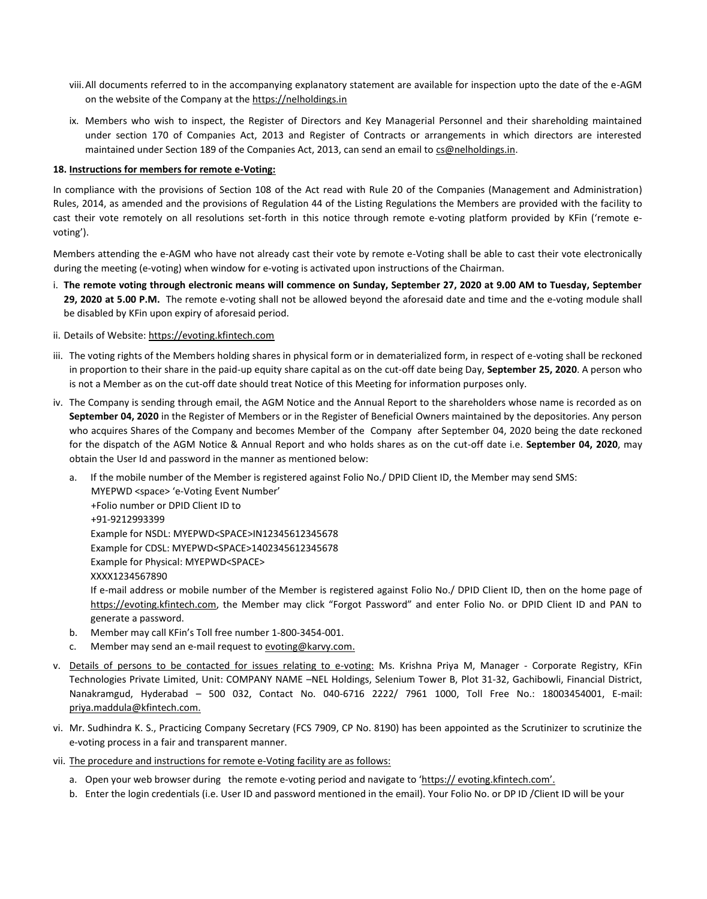viii. All documents referred to in the accompanying explanatory statement are available for inspection upto the date of the e-AGM on the website of the Company at the https://nelholdings.in

ix. Members who wish to inspect, the Register of Directors and Key Managerial Personnel and their shareholding maintained under section 170 of Companies Act, 2013 and Register of Contracts or arrangements in which directors are interested maintained under Section 189 of the Companies Act, 2013, can send an email to cs@nelholdings.in.

**18. Instructions for members for remote e-Voting:**

In compliance with the provisions of Section 108 of the Act read with Rule 20 of the Companies (Management and Administration) Rules, 2014, as amended and the provisions of Regulation 44 of the Listing Regulations the Members are provided with the facility to cast their vote remotely on all resolutions set-forth in this notice through remote e-voting platform provided by KFin ('remote e-voting').

Members attending the e-AGM who have not already cast their vote by remote e-Voting shall be able to cast their vote electronically during the meeting (e-voting) when window for e-voting is activated upon instructions of the Chairman.

i. **The remote voting through electronic means will commence on Sunday, September 27, 2020 at 9.00 AM to Tuesday, September 29, 2020 at 5.00 P.M.** The remote e-voting shall not be allowed beyond the aforesaid date and time and the e-voting module shall be disabled by KFin upon expiry of aforesaid period.

ii. Details of Website: https://evoting.kfintech.com

iii. The voting rights of the Members holding shares in physical form or in dematerialized form, in respect of e-voting shall be reckoned in proportion to their share in the paid-up equity share capital as on the cut-off date being Day, **September 25, 2020**. A person who is not a Member as on the cut-off date should treat Notice of this Meeting for information purposes only.

iv. The Company is sending through email, the AGM Notice and the Annual Report to the shareholders whose name is recorded as on **September 04, 2020** in the Register of Members or in the Register of Beneficial Owners maintained by the depositories. Any person who acquires Shares of the Company and becomes Member of the Company after September 04, 2020 being the date reckoned for the dispatch of the AGM Notice & Annual Report and who holds shares as on the cut-off date i.e. **September 04, 2020**, may obtain the User Id and password in the manner as mentioned below:

   a. If the mobile number of the Member is registered against Folio No./ DPID Client ID, the Member may send SMS:
      MYEPWD <space> 'e-Voting Event Number'
      +Folio number or DPID Client ID to
      +91-9212993399
      Example for NSDL: MYEPWD<SPACE>IN12345612345678
      Example for CDSL: MYEPWD<SPACE>1402345612345678
      Example for Physical: MYEPWD<SPACE>
      XXXX1234567890
      If e-mail address or mobile number of the Member is registered against Folio No./ DPID Client ID, then on the home page of https://evoting.kfintech.com, the Member may click "Forgot Password" and enter Folio No. or DPID Client ID and PAN to generate a password.
   b. Member may call KFin's Toll free number 1-800-3454-001.
   c. Member may send an e-mail request to evoting@karvy.com.

v. Details of persons to be contacted for issues relating to e-voting: Ms. Krishna Priya M, Manager - Corporate Registry, KFin Technologies Private Limited, Unit: COMPANY NAME –NEL Holdings, Selenium Tower B, Plot 31-32, Gachibowli, Financial District, Nanakramgud, Hyderabad – 500 032, Contact No. 040-6716 2222/ 7961 1000, Toll Free No.: 18003454001, E-mail: priya.maddula@kfintech.com.

vi. Mr. Sudhindra K. S., Practicing Company Secretary (FCS 7909, CP No. 8190) has been appointed as the Scrutinizer to scrutinize the e-voting process in a fair and transparent manner.

vii. The procedure and instructions for remote e-Voting facility are as follows:

   a. Open your web browser during the remote e-voting period and navigate to 'https:// evoting.kfintech.com'.
   b. Enter the login credentials (i.e. User ID and password mentioned in the email). Your Folio No. or DP ID /Client ID will be your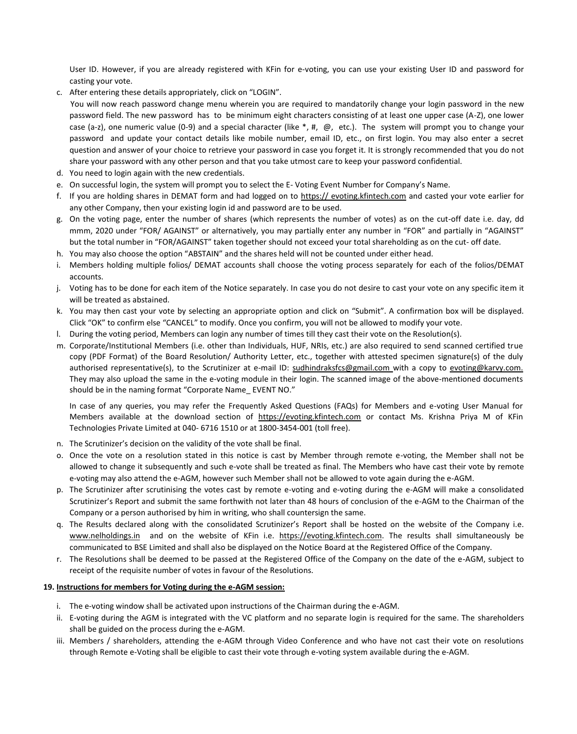User ID. However, if you are already registered with KFin for e-voting, you can use your existing User ID and password for casting your vote.

c. After entering these details appropriately, click on "LOGIN".
   You will now reach password change menu wherein you are required to mandatorily change your login password in the new password field. The new password has to be minimum eight characters consisting of at least one upper case (A-Z), one lower case (a-z), one numeric value (0-9) and a special character (like *, #, @, etc.). The system will prompt you to change your password and update your contact details like mobile number, email ID, etc., on first login. You may also enter a secret question and answer of your choice to retrieve your password in case you forget it. It is strongly recommended that you do not share your password with any other person and that you take utmost care to keep your password confidential.
d. You need to login again with the new credentials.
e. On successful login, the system will prompt you to select the E- Voting Event Number for Company's Name.
f. If you are holding shares in DEMAT form and had logged on to https:// evoting.kfintech.com and casted your vote earlier for any other Company, then your existing login id and password are to be used.
g. On the voting page, enter the number of shares (which represents the number of votes) as on the cut-off date i.e. day, dd mmm, 2020 under "FOR/ AGAINST" or alternatively, you may partially enter any number in "FOR" and partially in "AGAINST" but the total number in "FOR/AGAINST" taken together should not exceed your total shareholding as on the cut- off date.
h. You may also choose the option "ABSTAIN" and the shares held will not be counted under either head.
i. Members holding multiple folios/ DEMAT accounts shall choose the voting process separately for each of the folios/DEMAT accounts.
j. Voting has to be done for each item of the Notice separately. In case you do not desire to cast your vote on any specific item it will be treated as abstained.
k. You may then cast your vote by selecting an appropriate option and click on "Submit". A confirmation box will be displayed. Click "OK" to confirm else "CANCEL" to modify. Once you confirm, you will not be allowed to modify your vote.
l. During the voting period, Members can login any number of times till they cast their vote on the Resolution(s).
m. Corporate/Institutional Members (i.e. other than Individuals, HUF, NRIs, etc.) are also required to send scanned certified true copy (PDF Format) of the Board Resolution/ Authority Letter, etc., together with attested specimen signature(s) of the duly authorised representative(s), to the Scrutinizer at e-mail ID: sudhindraksfcs@gmail.com with a copy to evoting@karvy.com. They may also upload the same in the e-voting module in their login. The scanned image of the above-mentioned documents should be in the naming format "Corporate Name_ EVENT NO."

   In case of any queries, you may refer the Frequently Asked Questions (FAQs) for Members and e-voting User Manual for Members available at the download section of https://evoting.kfintech.com or contact Ms. Krishna Priya M of KFin Technologies Private Limited at 040- 6716 1510 or at 1800-3454-001 (toll free).

n. The Scrutinizer's decision on the validity of the vote shall be final.
o. Once the vote on a resolution stated in this notice is cast by Member through remote e-voting, the Member shall not be allowed to change it subsequently and such e-vote shall be treated as final. The Members who have cast their vote by remote e-voting may also attend the e-AGM, however such Member shall not be allowed to vote again during the e-AGM.
p. The Scrutinizer after scrutinising the votes cast by remote e-voting and e-voting during the e-AGM will make a consolidated Scrutinizer's Report and submit the same forthwith not later than 48 hours of conclusion of the e-AGM to the Chairman of the Company or a person authorised by him in writing, who shall countersign the same.
q. The Results declared along with the consolidated Scrutinizer's Report shall be hosted on the website of the Company i.e. www.nelholdings.in and on the website of KFin i.e. https://evoting.kfintech.com. The results shall simultaneously be communicated to BSE Limited and shall also be displayed on the Notice Board at the Registered Office of the Company.
r. The Resolutions shall be deemed to be passed at the Registered Office of the Company on the date of the e-AGM, subject to receipt of the requisite number of votes in favour of the Resolutions.

**19. Instructions for members for Voting during the e-AGM session:**

i. The e-voting window shall be activated upon instructions of the Chairman during the e-AGM.
ii. E-voting during the AGM is integrated with the VC platform and no separate login is required for the same. The shareholders shall be guided on the process during the e-AGM.
iii. Members / shareholders, attending the e-AGM through Video Conference and who have not cast their vote on resolutions through Remote e-Voting shall be eligible to cast their vote through e-voting system available during the e-AGM.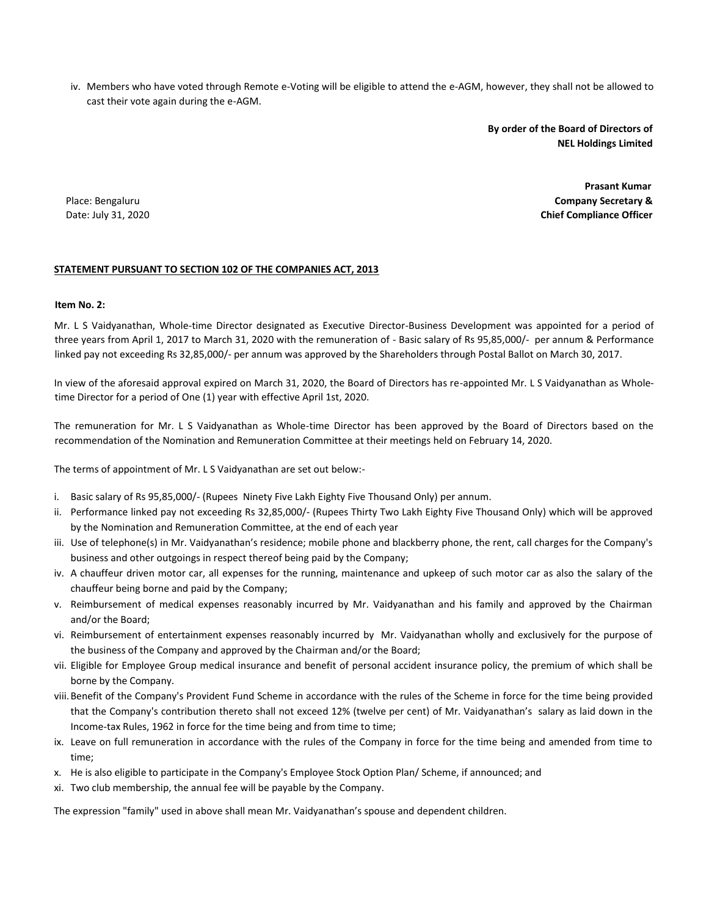iv. Members who have voted through Remote e-Voting will be eligible to attend the e-AGM, however, they shall not be allowed to cast their vote again during the e-AGM.

**By order of the Board of Directors of**
**NEL Holdings Limited**

**Prasant Kumar**
**Company Secretary &**
**Chief Compliance Officer**

Place: Bengaluru
Date: July 31, 2020

**STATEMENT PURSUANT TO SECTION 102 OF THE COMPANIES ACT, 2013**

**Item No. 2:**

Mr. L S Vaidyanathan, Whole-time Director designated as Executive Director-Business Development was appointed for a period of three years from April 1, 2017 to March 31, 2020 with the remuneration of - Basic salary of Rs 95,85,000/- per annum & Performance linked pay not exceeding Rs 32,85,000/- per annum was approved by the Shareholders through Postal Ballot on March 30, 2017.

In view of the aforesaid approval expired on March 31, 2020, the Board of Directors has re-appointed Mr. L S Vaidyanathan as Whole-time Director for a period of One (1) year with effective April 1st, 2020.

The remuneration for Mr. L S Vaidyanathan as Whole-time Director has been approved by the Board of Directors based on the recommendation of the Nomination and Remuneration Committee at their meetings held on February 14, 2020.

The terms of appointment of Mr. L S Vaidyanathan are set out below:-

i. Basic salary of Rs 95,85,000/- (Rupees Ninety Five Lakh Eighty Five Thousand Only) per annum.
ii. Performance linked pay not exceeding Rs 32,85,000/- (Rupees Thirty Two Lakh Eighty Five Thousand Only) which will be approved by the Nomination and Remuneration Committee, at the end of each year
iii. Use of telephone(s) in Mr. Vaidyanathan's residence; mobile phone and blackberry phone, the rent, call charges for the Company's business and other outgoings in respect thereof being paid by the Company;
iv. A chauffeur driven motor car, all expenses for the running, maintenance and upkeep of such motor car as also the salary of the chauffeur being borne and paid by the Company;
v. Reimbursement of medical expenses reasonably incurred by Mr. Vaidyanathan and his family and approved by the Chairman and/or the Board;
vi. Reimbursement of entertainment expenses reasonably incurred by Mr. Vaidyanathan wholly and exclusively for the purpose of the business of the Company and approved by the Chairman and/or the Board;
vii. Eligible for Employee Group medical insurance and benefit of personal accident insurance policy, the premium of which shall be borne by the Company.
viii. Benefit of the Company's Provident Fund Scheme in accordance with the rules of the Scheme in force for the time being provided that the Company's contribution thereto shall not exceed 12% (twelve per cent) of Mr. Vaidyanathan's salary as laid down in the Income-tax Rules, 1962 in force for the time being and from time to time;
ix. Leave on full remuneration in accordance with the rules of the Company in force for the time being and amended from time to time;
x. He is also eligible to participate in the Company's Employee Stock Option Plan/ Scheme, if announced; and
xi. Two club membership, the annual fee will be payable by the Company.

The expression "family" used in above shall mean Mr. Vaidyanathan's spouse and dependent children.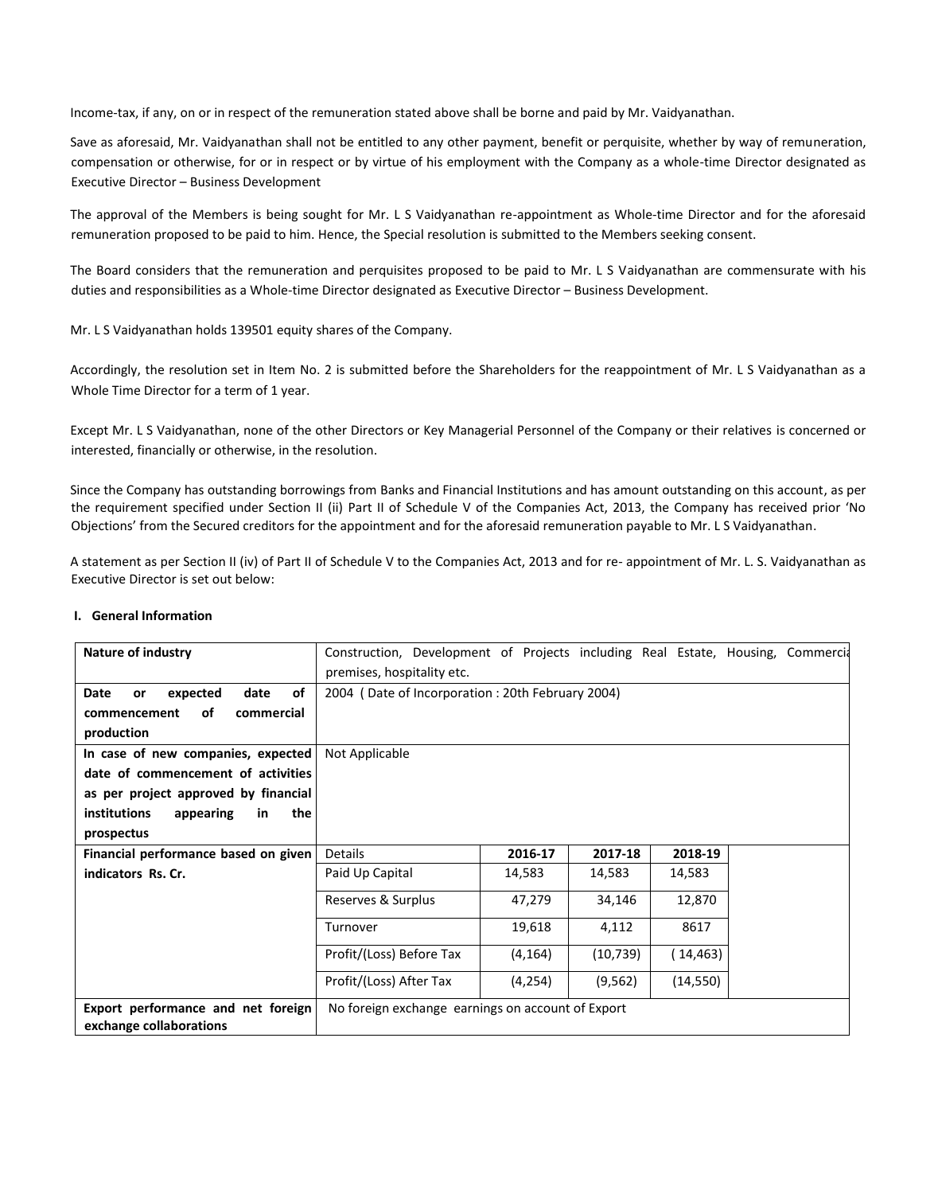Income-tax, if any, on or in respect of the remuneration stated above shall be borne and paid by Mr. Vaidyanathan.

Save as aforesaid, Mr. Vaidyanathan shall not be entitled to any other payment, benefit or perquisite, whether by way of remuneration, compensation or otherwise, for or in respect or by virtue of his employment with the Company as a whole-time Director designated as Executive Director – Business Development

The approval of the Members is being sought for Mr. L S Vaidyanathan re-appointment as Whole-time Director and for the aforesaid remuneration proposed to be paid to him. Hence, the Special resolution is submitted to the Members seeking consent.

The Board considers that the remuneration and perquisites proposed to be paid to Mr. L S Vaidyanathan are commensurate with his duties and responsibilities as a Whole-time Director designated as Executive Director – Business Development.

Mr. L S Vaidyanathan holds 139501 equity shares of the Company.

Accordingly, the resolution set in Item No. 2 is submitted before the Shareholders for the reappointment of Mr. L S Vaidyanathan as a Whole Time Director for a term of 1 year.

Except Mr. L S Vaidyanathan, none of the other Directors or Key Managerial Personnel of the Company or their relatives is concerned or interested, financially or otherwise, in the resolution.

Since the Company has outstanding borrowings from Banks and Financial Institutions and has amount outstanding on this account, as per the requirement specified under Section II (ii) Part II of Schedule V of the Companies Act, 2013, the Company has received prior 'No Objections' from the Secured creditors for the appointment and for the aforesaid remuneration payable to Mr. L S Vaidyanathan.

A statement as per Section II (iv) of Part II of Schedule V to the Companies Act, 2013 and for re- appointment of Mr. L. S. Vaidyanathan as Executive Director is set out below:

**I. General Information**

| **Nature of industry** | Construction, Development of Projects including Real Estate, Housing, Commercial premises, hospitality etc. | | | |
|---|---|---|---|---|
| **Date or expected date of commencement of commercial production** | 2004 ( Date of Incorporation : 20th February 2004) | | | |
| **In case of new companies, expected date of commencement of activities as per project approved by financial institutions appearing in the prospectus** | Not Applicable | | | |
| **Financial performance based on given indicators Rs. Cr.** | Details | **2016-17** | **2017-18** | **2018-19** |
| | Paid Up Capital | 14,583 | 14,583 | 14,583 |
| | Reserves & Surplus | 47,279 | 34,146 | 12,870 |
| | Turnover | 19,618 | 4,112 | 8617 |
| | Profit/(Loss) Before Tax | (4,164) | (10,739) | ( 14,463) |
| | Profit/(Loss) After Tax | (4,254) | (9,562) | (14,550) |
| **Export performance and net foreign exchange collaborations** | No foreign exchange earnings on account of Export | | | |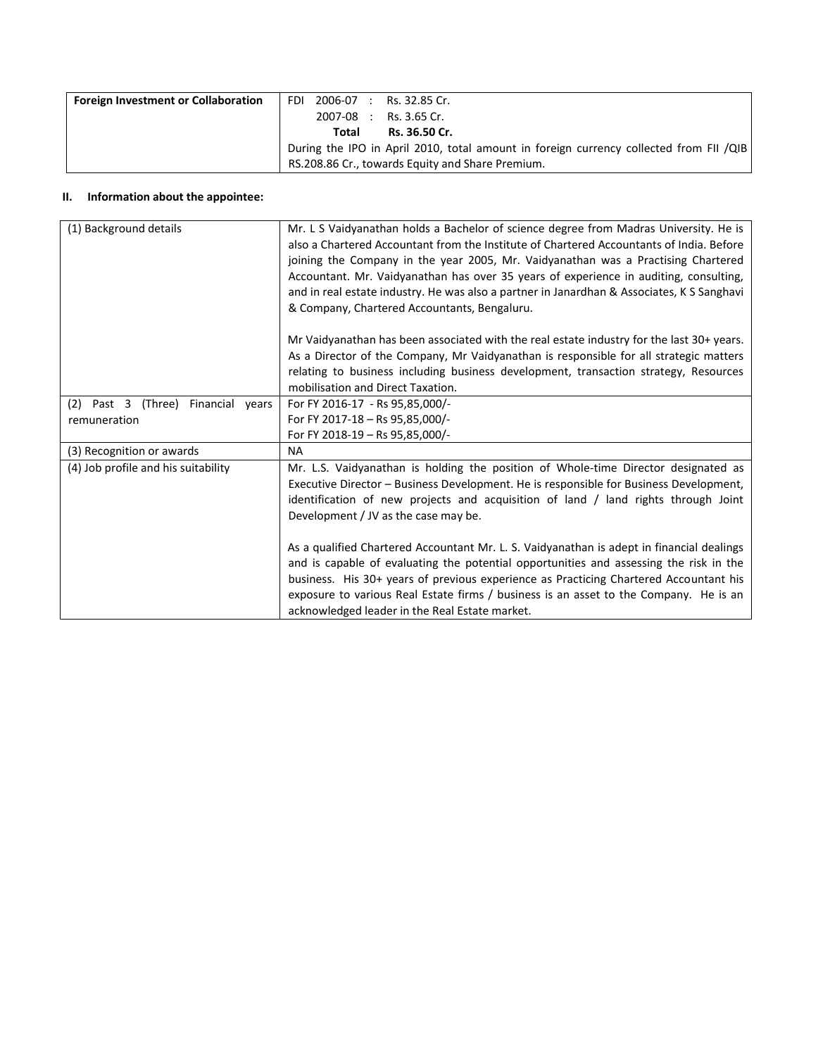| Foreign Investment or Collaboration | FDI 2006-07 : Rs. 32.85 Cr.<br>2007-08 : Rs. 3.65 Cr.<br>**Total Rs. 36.50 Cr.**<br>During the IPO in April 2010, total amount in foreign currency collected from FII /QIB RS.208.86 Cr., towards Equity and Share Premium. |
|---|---|

**II. Information about the appointee:**

| (1) Background details | Mr. L S Vaidyanathan holds a Bachelor of science degree from Madras University. He is also a Chartered Accountant from the Institute of Chartered Accountants of India. Before joining the Company in the year 2005, Mr. Vaidyanathan was a Practising Chartered Accountant. Mr. Vaidyanathan has over 35 years of experience in auditing, consulting, and in real estate industry. He was also a partner in Janardhan & Associates, K S Sanghavi & Company, Chartered Accountants, Bengaluru.<br><br>Mr Vaidyanathan has been associated with the real estate industry for the last 30+ years. As a Director of the Company, Mr Vaidyanathan is responsible for all strategic matters relating to business including business development, transaction strategy, Resources mobilisation and Direct Taxation. |
|---|---|
| (2) Past 3 (Three) Financial years remuneration | For FY 2016-17 - Rs 95,85,000/-<br>For FY 2017-18 – Rs 95,85,000/-<br>For FY 2018-19 – Rs 95,85,000/- |
| (3) Recognition or awards | NA |
| (4) Job profile and his suitability | Mr. L.S. Vaidyanathan is holding the position of Whole-time Director designated as Executive Director – Business Development. He is responsible for Business Development, identification of new projects and acquisition of land / land rights through Joint Development / JV as the case may be.<br><br>As a qualified Chartered Accountant Mr. L. S. Vaidyanathan is adept in financial dealings and is capable of evaluating the potential opportunities and assessing the risk in the business. His 30+ years of previous experience as Practicing Chartered Accountant his exposure to various Real Estate firms / business is an asset to the Company. He is an acknowledged leader in the Real Estate market. |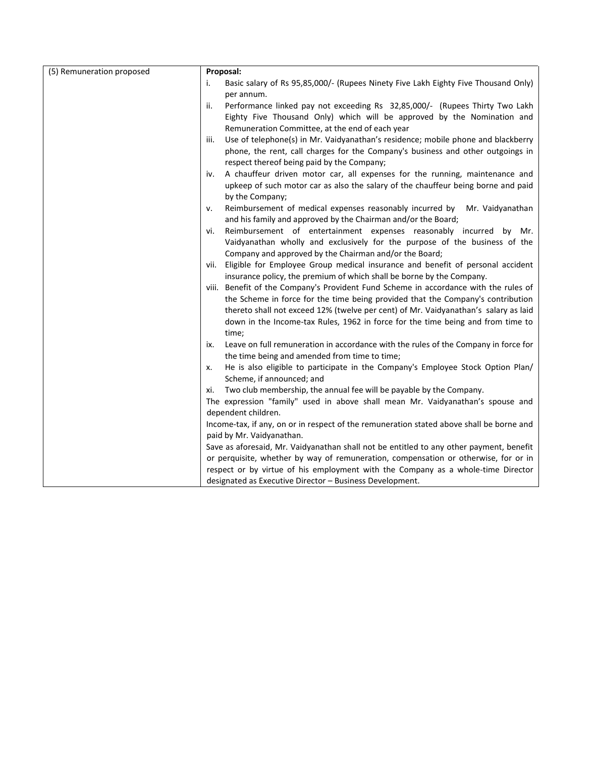| (5) Remuneration proposed | **Proposal:**<br>i. Basic salary of Rs 95,85,000/- (Rupees Ninety Five Lakh Eighty Five Thousand Only) per annum.<br>ii. Performance linked pay not exceeding Rs 32,85,000/- (Rupees Thirty Two Lakh Eighty Five Thousand Only) which will be approved by the Nomination and Remuneration Committee, at the end of each year<br>iii. Use of telephone(s) in Mr. Vaidyanathan's residence; mobile phone and blackberry phone, the rent, call charges for the Company's business and other outgoings in respect thereof being paid by the Company;<br>iv. A chauffeur driven motor car, all expenses for the running, maintenance and upkeep of such motor car as also the salary of the chauffeur being borne and paid by the Company;<br>v. Reimbursement of medical expenses reasonably incurred by Mr. Vaidyanathan and his family and approved by the Chairman and/or the Board;<br>vi. Reimbursement of entertainment expenses reasonably incurred by Mr. Vaidyanathan wholly and exclusively for the purpose of the business of the Company and approved by the Chairman and/or the Board;<br>vii. Eligible for Employee Group medical insurance and benefit of personal accident insurance policy, the premium of which shall be borne by the Company.<br>viii. Benefit of the Company's Provident Fund Scheme in accordance with the rules of the Scheme in force for the time being provided that the Company's contribution thereto shall not exceed 12% (twelve per cent) of Mr. Vaidyanathan's salary as laid down in the Income-tax Rules, 1962 in force for the time being and from time to time;<br>ix. Leave on full remuneration in accordance with the rules of the Company in force for the time being and amended from time to time;<br>x. He is also eligible to participate in the Company's Employee Stock Option Plan/ Scheme, if announced; and<br>xi. Two club membership, the annual fee will be payable by the Company.<br>The expression "family" used in above shall mean Mr. Vaidyanathan's spouse and dependent children.<br>Income-tax, if any, on or in respect of the remuneration stated above shall be borne and paid by Mr. Vaidyanathan.<br>Save as aforesaid, Mr. Vaidyanathan shall not be entitled to any other payment, benefit or perquisite, whether by way of remuneration, compensation or otherwise, for or in respect or by virtue of his employment with the Company as a whole-time Director designated as Executive Director – Business Development. |
|---|---|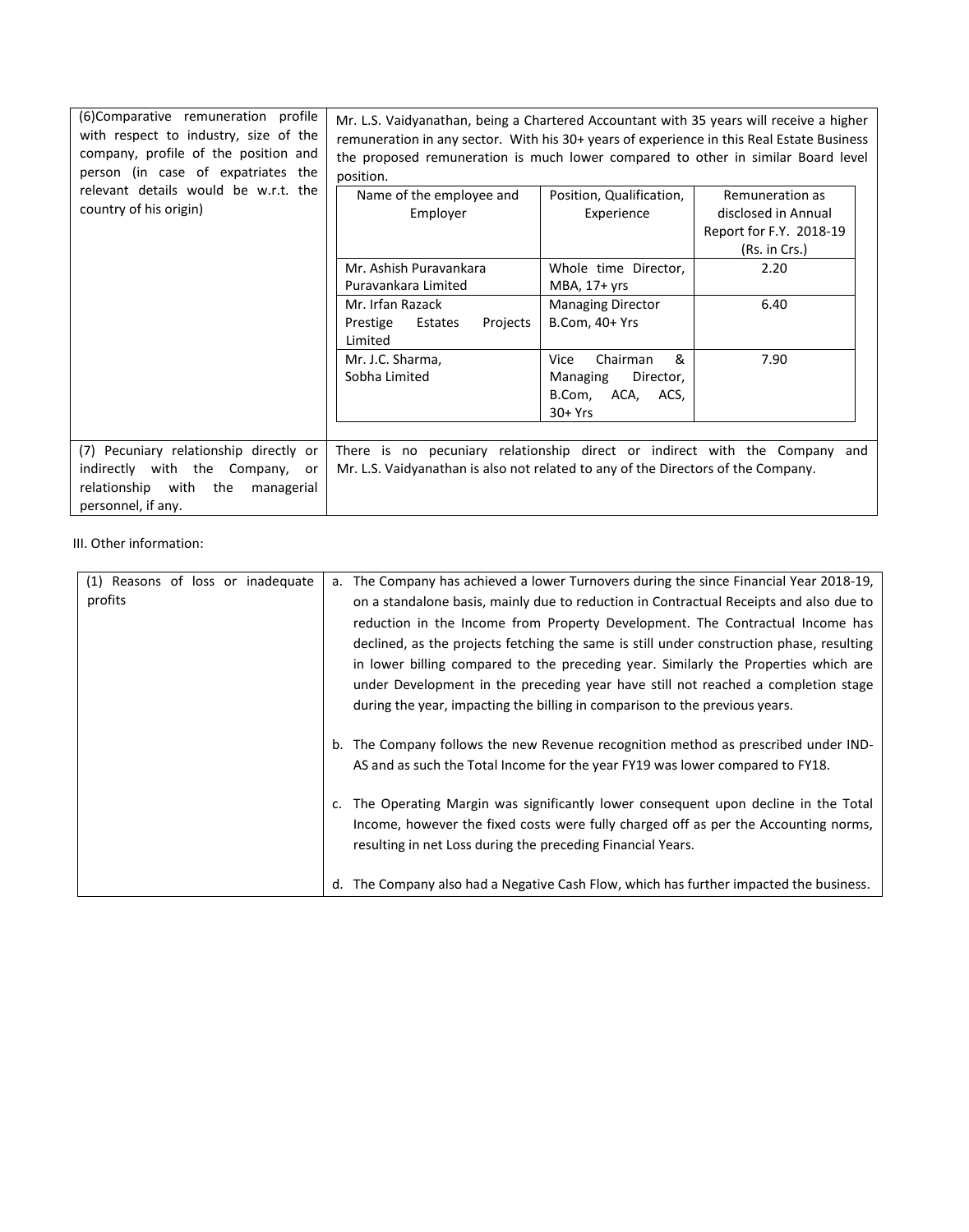| | |
|---|---|
| (6)Comparative remuneration profile with respect to industry, size of the company, profile of the position and person (in case of expatriates the relevant details would be w.r.t. the country of his origin) | Mr. L.S. Vaidyanathan, being a Chartered Accountant with 35 years will receive a higher remuneration in any sector. With his 30+ years of experience in this Real Estate Business the proposed remuneration is much lower compared to other in similar Board level position. |
| (7) Pecuniary relationship directly or indirectly with the Company, or relationship with the managerial personnel, if any. | There is no pecuniary relationship direct or indirect with the Company and Mr. L.S. Vaidyanathan is also not related to any of the Directors of the Company. |

| Name of the employee and Employer | Position, Qualification, Experience | Remuneration as disclosed in Annual Report for F.Y. 2018-19 (Rs. in Crs.) |
|---|---|---|
| Mr. Ashish Puravankara Puravankara Limited | Whole time Director, MBA, 17+ yrs | 2.20 |
| Mr. Irfan Razack Prestige Estates Projects Limited | Managing Director B.Com, 40+ Yrs | 6.40 |
| Mr. J.C. Sharma, Sobha Limited | Vice Chairman & Managing Director, B.Com, ACA, ACS, 30+ Yrs | 7.90 |

III. Other information:

| | |
|---|---|
| (1) Reasons of loss or inadequate profits | a. The Company has achieved a lower Turnovers during the since Financial Year 2018-19, on a standalone basis, mainly due to reduction in Contractual Receipts and also due to reduction in the Income from Property Development. The Contractual Income has declined, as the projects fetching the same is still under construction phase, resulting in lower billing compared to the preceding year. Similarly the Properties which are under Development in the preceding year have still not reached a completion stage during the year, impacting the billing in comparison to the previous years.<br><br>b. The Company follows the new Revenue recognition method as prescribed under IND-AS and as such the Total Income for the year FY19 was lower compared to FY18.<br><br>c. The Operating Margin was significantly lower consequent upon decline in the Total Income, however the fixed costs were fully charged off as per the Accounting norms, resulting in net Loss during the preceding Financial Years.<br><br>d. The Company also had a Negative Cash Flow, which has further impacted the business. |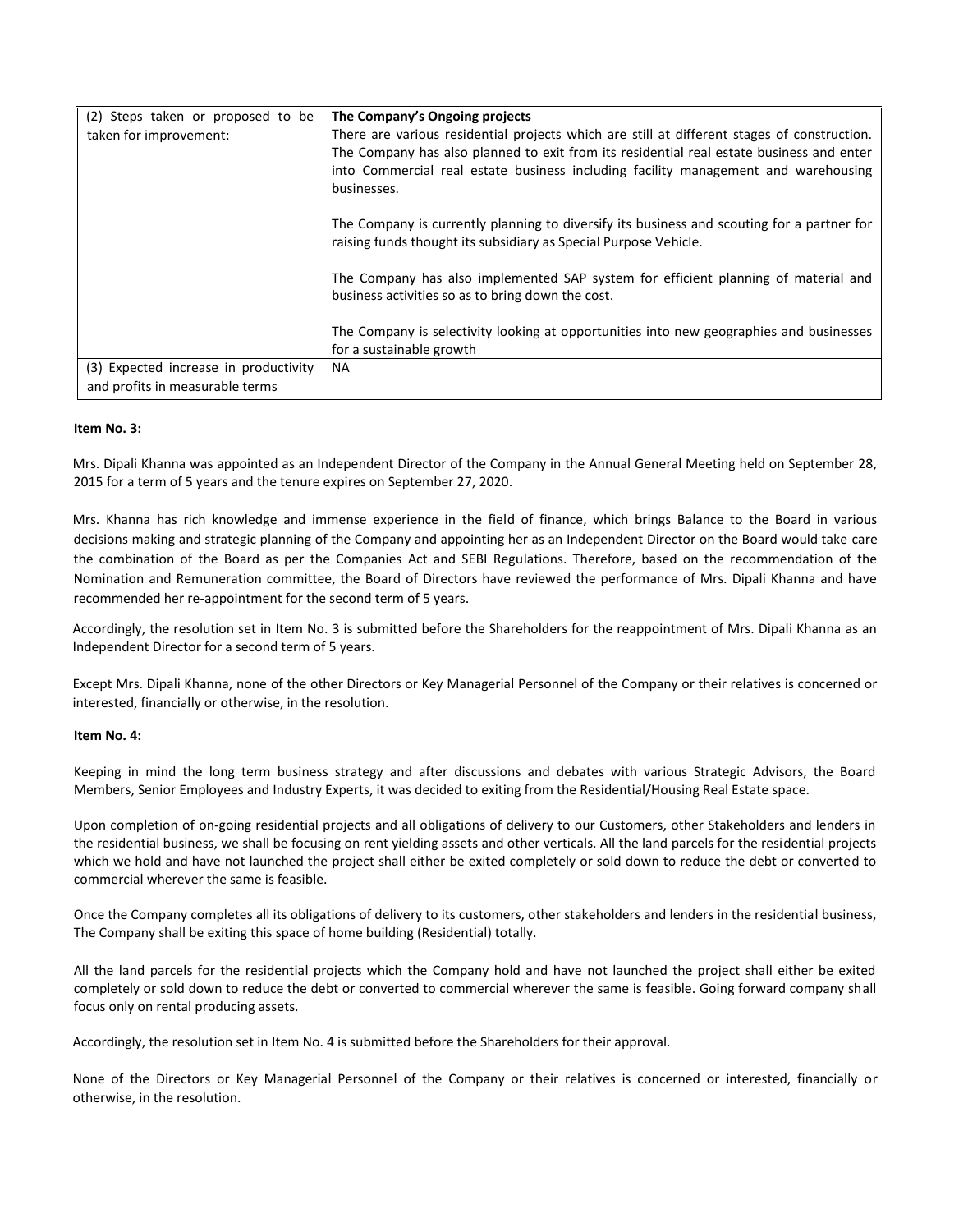| (2) Steps taken or proposed to be taken for improvement: | **The Company's Ongoing projects**<br>There are various residential projects which are still at different stages of construction. The Company has also planned to exit from its residential real estate business and enter into Commercial real estate business including facility management and warehousing businesses.<br><br>The Company is currently planning to diversify its business and scouting for a partner for raising funds thought its subsidiary as Special Purpose Vehicle.<br><br>The Company has also implemented SAP system for efficient planning of material and business activities so as to bring down the cost.<br><br>The Company is selectivity looking at opportunities into new geographies and businesses for a sustainable growth |
|---|---|
| (3) Expected increase in productivity and profits in measurable terms | NA |

**Item No. 3:**

Mrs. Dipali Khanna was appointed as an Independent Director of the Company in the Annual General Meeting held on September 28, 2015 for a term of 5 years and the tenure expires on September 27, 2020.

Mrs. Khanna has rich knowledge and immense experience in the field of finance, which brings Balance to the Board in various decisions making and strategic planning of the Company and appointing her as an Independent Director on the Board would take care the combination of the Board as per the Companies Act and SEBI Regulations. Therefore, based on the recommendation of the Nomination and Remuneration committee, the Board of Directors have reviewed the performance of Mrs. Dipali Khanna and have recommended her re-appointment for the second term of 5 years.

Accordingly, the resolution set in Item No. 3 is submitted before the Shareholders for the reappointment of Mrs. Dipali Khanna as an Independent Director for a second term of 5 years.

Except Mrs. Dipali Khanna, none of the other Directors or Key Managerial Personnel of the Company or their relatives is concerned or interested, financially or otherwise, in the resolution.

**Item No. 4:**

Keeping in mind the long term business strategy and after discussions and debates with various Strategic Advisors, the Board Members, Senior Employees and Industry Experts, it was decided to exiting from the Residential/Housing Real Estate space.

Upon completion of on-going residential projects and all obligations of delivery to our Customers, other Stakeholders and lenders in the residential business, we shall be focusing on rent yielding assets and other verticals. All the land parcels for the residential projects which we hold and have not launched the project shall either be exited completely or sold down to reduce the debt or converted to commercial wherever the same is feasible.

Once the Company completes all its obligations of delivery to its customers, other stakeholders and lenders in the residential business, The Company shall be exiting this space of home building (Residential) totally.

All the land parcels for the residential projects which the Company hold and have not launched the project shall either be exited completely or sold down to reduce the debt or converted to commercial wherever the same is feasible. Going forward company shall focus only on rental producing assets.

Accordingly, the resolution set in Item No. 4 is submitted before the Shareholders for their approval.

None of the Directors or Key Managerial Personnel of the Company or their relatives is concerned or interested, financially or otherwise, in the resolution.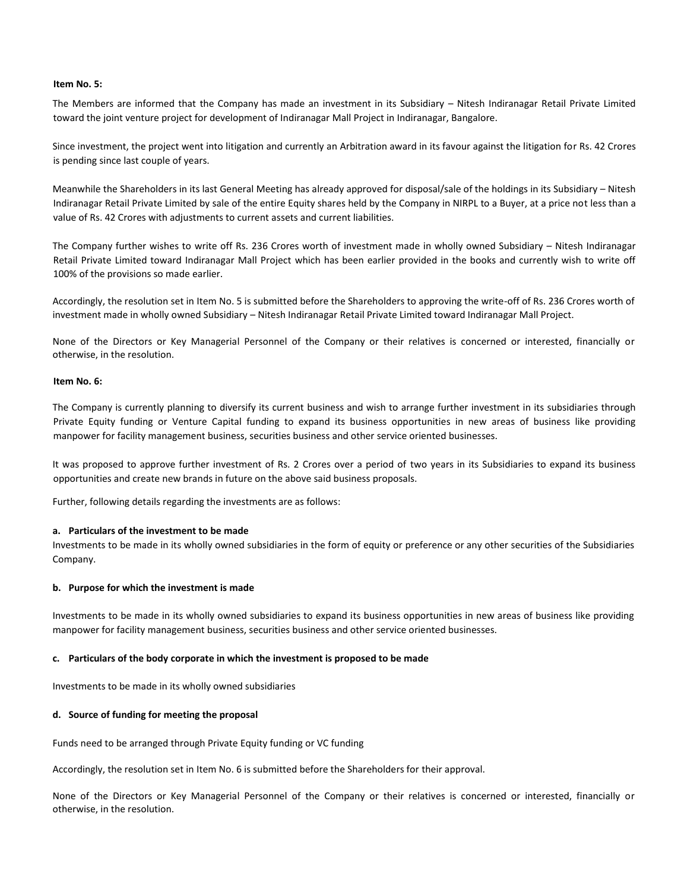**Item No. 5:**

The Members are informed that the Company has made an investment in its Subsidiary – Nitesh Indiranagar Retail Private Limited toward the joint venture project for development of Indiranagar Mall Project in Indiranagar, Bangalore.

Since investment, the project went into litigation and currently an Arbitration award in its favour against the litigation for Rs. 42 Crores is pending since last couple of years.

Meanwhile the Shareholders in its last General Meeting has already approved for disposal/sale of the holdings in its Subsidiary – Nitesh Indiranagar Retail Private Limited by sale of the entire Equity shares held by the Company in NIRPL to a Buyer, at a price not less than a value of Rs. 42 Crores with adjustments to current assets and current liabilities.

The Company further wishes to write off Rs. 236 Crores worth of investment made in wholly owned Subsidiary – Nitesh Indiranagar Retail Private Limited toward Indiranagar Mall Project which has been earlier provided in the books and currently wish to write off 100% of the provisions so made earlier.

Accordingly, the resolution set in Item No. 5 is submitted before the Shareholders to approving the write-off of Rs. 236 Crores worth of investment made in wholly owned Subsidiary – Nitesh Indiranagar Retail Private Limited toward Indiranagar Mall Project.

None of the Directors or Key Managerial Personnel of the Company or their relatives is concerned or interested, financially or otherwise, in the resolution.

**Item No. 6:**

The Company is currently planning to diversify its current business and wish to arrange further investment in its subsidiaries through Private Equity funding or Venture Capital funding to expand its business opportunities in new areas of business like providing manpower for facility management business, securities business and other service oriented businesses.

It was proposed to approve further investment of Rs. 2 Crores over a period of two years in its Subsidiaries to expand its business opportunities and create new brands in future on the above said business proposals.

Further, following details regarding the investments are as follows:

**a. Particulars of the investment to be made**

Investments to be made in its wholly owned subsidiaries in the form of equity or preference or any other securities of the Subsidiaries Company.

**b. Purpose for which the investment is made**

Investments to be made in its wholly owned subsidiaries to expand its business opportunities in new areas of business like providing manpower for facility management business, securities business and other service oriented businesses.

**c. Particulars of the body corporate in which the investment is proposed to be made**

Investments to be made in its wholly owned subsidiaries

**d. Source of funding for meeting the proposal**

Funds need to be arranged through Private Equity funding or VC funding

Accordingly, the resolution set in Item No. 6 is submitted before the Shareholders for their approval.

None of the Directors or Key Managerial Personnel of the Company or their relatives is concerned or interested, financially or otherwise, in the resolution.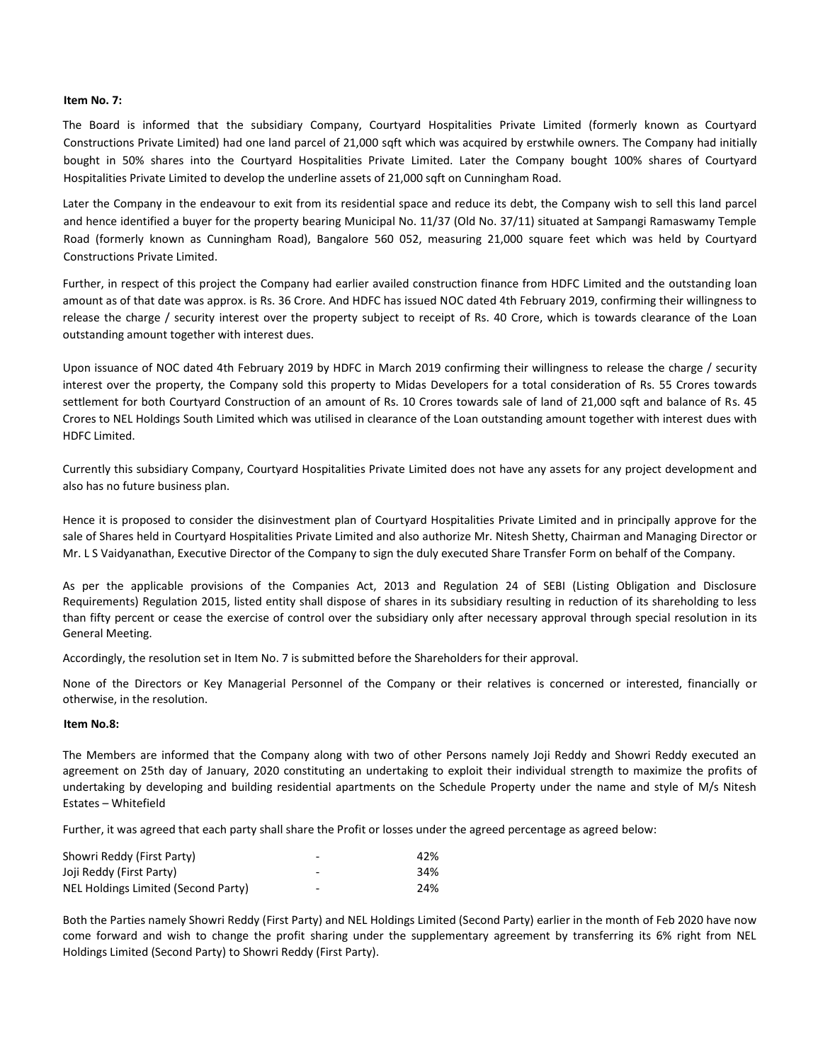**Item No. 7:**

The Board is informed that the subsidiary Company, Courtyard Hospitalities Private Limited (formerly known as Courtyard Constructions Private Limited) had one land parcel of 21,000 sqft which was acquired by erstwhile owners. The Company had initially bought in 50% shares into the Courtyard Hospitalities Private Limited. Later the Company bought 100% shares of Courtyard Hospitalities Private Limited to develop the underline assets of 21,000 sqft on Cunningham Road.

Later the Company in the endeavour to exit from its residential space and reduce its debt, the Company wish to sell this land parcel and hence identified a buyer for the property bearing Municipal No. 11/37 (Old No. 37/11) situated at Sampangi Ramaswamy Temple Road (formerly known as Cunningham Road), Bangalore 560 052, measuring 21,000 square feet which was held by Courtyard Constructions Private Limited.

Further, in respect of this project the Company had earlier availed construction finance from HDFC Limited and the outstanding loan amount as of that date was approx. is Rs. 36 Crore. And HDFC has issued NOC dated 4th February 2019, confirming their willingness to release the charge / security interest over the property subject to receipt of Rs. 40 Crore, which is towards clearance of the Loan outstanding amount together with interest dues.

Upon issuance of NOC dated 4th February 2019 by HDFC in March 2019 confirming their willingness to release the charge / security interest over the property, the Company sold this property to Midas Developers for a total consideration of Rs. 55 Crores towards settlement for both Courtyard Construction of an amount of Rs. 10 Crores towards sale of land of 21,000 sqft and balance of Rs. 45 Crores to NEL Holdings South Limited which was utilised in clearance of the Loan outstanding amount together with interest dues with HDFC Limited.

Currently this subsidiary Company, Courtyard Hospitalities Private Limited does not have any assets for any project development and also has no future business plan.

Hence it is proposed to consider the disinvestment plan of Courtyard Hospitalities Private Limited and in principally approve for the sale of Shares held in Courtyard Hospitalities Private Limited and also authorize Mr. Nitesh Shetty, Chairman and Managing Director or Mr. L S Vaidyanathan, Executive Director of the Company to sign the duly executed Share Transfer Form on behalf of the Company.

As per the applicable provisions of the Companies Act, 2013 and Regulation 24 of SEBI (Listing Obligation and Disclosure Requirements) Regulation 2015, listed entity shall dispose of shares in its subsidiary resulting in reduction of its shareholding to less than fifty percent or cease the exercise of control over the subsidiary only after necessary approval through special resolution in its General Meeting.

Accordingly, the resolution set in Item No. 7 is submitted before the Shareholders for their approval.

None of the Directors or Key Managerial Personnel of the Company or their relatives is concerned or interested, financially or otherwise, in the resolution.

**Item No.8:**

The Members are informed that the Company along with two of other Persons namely Joji Reddy and Showri Reddy executed an agreement on 25th day of January, 2020 constituting an undertaking to exploit their individual strength to maximize the profits of undertaking by developing and building residential apartments on the Schedule Property under the name and style of M/s Nitesh Estates – Whitefield

Further, it was agreed that each party shall share the Profit or losses under the agreed percentage as agreed below:

| | | |
|---|---|---|
| Showri Reddy (First Party) | - | 42% |
| Joji Reddy (First Party) | - | 34% |
| NEL Holdings Limited (Second Party) | - | 24% |

Both the Parties namely Showri Reddy (First Party) and NEL Holdings Limited (Second Party) earlier in the month of Feb 2020 have now come forward and wish to change the profit sharing under the supplementary agreement by transferring its 6% right from NEL Holdings Limited (Second Party) to Showri Reddy (First Party).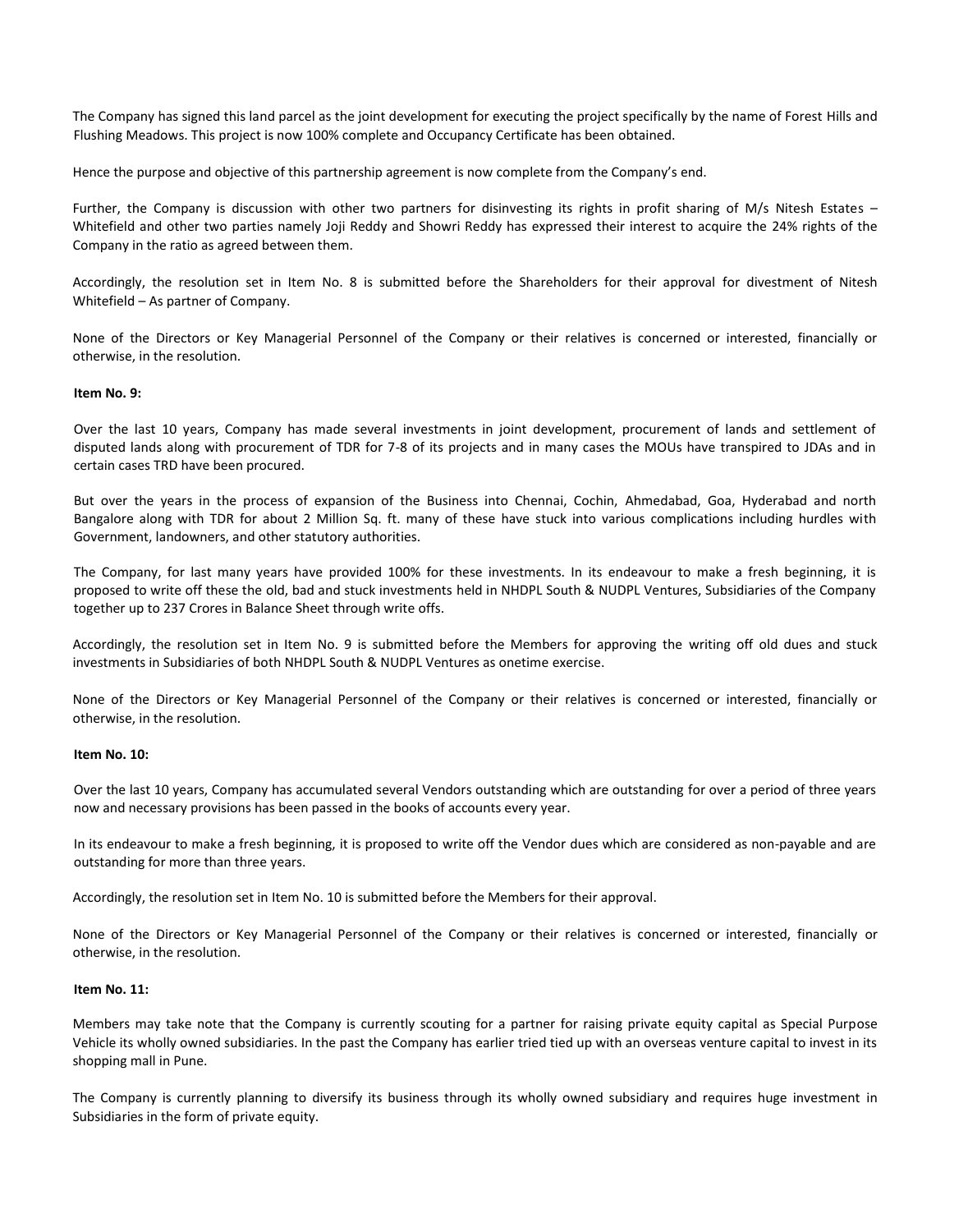The Company has signed this land parcel as the joint development for executing the project specifically by the name of Forest Hills and Flushing Meadows. This project is now 100% complete and Occupancy Certificate has been obtained.

Hence the purpose and objective of this partnership agreement is now complete from the Company's end.

Further, the Company is discussion with other two partners for disinvesting its rights in profit sharing of M/s Nitesh Estates – Whitefield and other two parties namely Joji Reddy and Showri Reddy has expressed their interest to acquire the 24% rights of the Company in the ratio as agreed between them.

Accordingly, the resolution set in Item No. 8 is submitted before the Shareholders for their approval for divestment of Nitesh Whitefield – As partner of Company.

None of the Directors or Key Managerial Personnel of the Company or their relatives is concerned or interested, financially or otherwise, in the resolution.

**Item No. 9:**

Over the last 10 years, Company has made several investments in joint development, procurement of lands and settlement of disputed lands along with procurement of TDR for 7-8 of its projects and in many cases the MOUs have transpired to JDAs and in certain cases TRD have been procured.

But over the years in the process of expansion of the Business into Chennai, Cochin, Ahmedabad, Goa, Hyderabad and north Bangalore along with TDR for about 2 Million Sq. ft. many of these have stuck into various complications including hurdles with Government, landowners, and other statutory authorities.

The Company, for last many years have provided 100% for these investments. In its endeavour to make a fresh beginning, it is proposed to write off these the old, bad and stuck investments held in NHDPL South & NUDPL Ventures, Subsidiaries of the Company together up to 237 Crores in Balance Sheet through write offs.

Accordingly, the resolution set in Item No. 9 is submitted before the Members for approving the writing off old dues and stuck investments in Subsidiaries of both NHDPL South & NUDPL Ventures as onetime exercise.

None of the Directors or Key Managerial Personnel of the Company or their relatives is concerned or interested, financially or otherwise, in the resolution.

**Item No. 10:**

Over the last 10 years, Company has accumulated several Vendors outstanding which are outstanding for over a period of three years now and necessary provisions has been passed in the books of accounts every year.

In its endeavour to make a fresh beginning, it is proposed to write off the Vendor dues which are considered as non-payable and are outstanding for more than three years.

Accordingly, the resolution set in Item No. 10 is submitted before the Members for their approval.

None of the Directors or Key Managerial Personnel of the Company or their relatives is concerned or interested, financially or otherwise, in the resolution.

**Item No. 11:**

Members may take note that the Company is currently scouting for a partner for raising private equity capital as Special Purpose Vehicle its wholly owned subsidiaries. In the past the Company has earlier tried tied up with an overseas venture capital to invest in its shopping mall in Pune.

The Company is currently planning to diversify its business through its wholly owned subsidiary and requires huge investment in Subsidiaries in the form of private equity.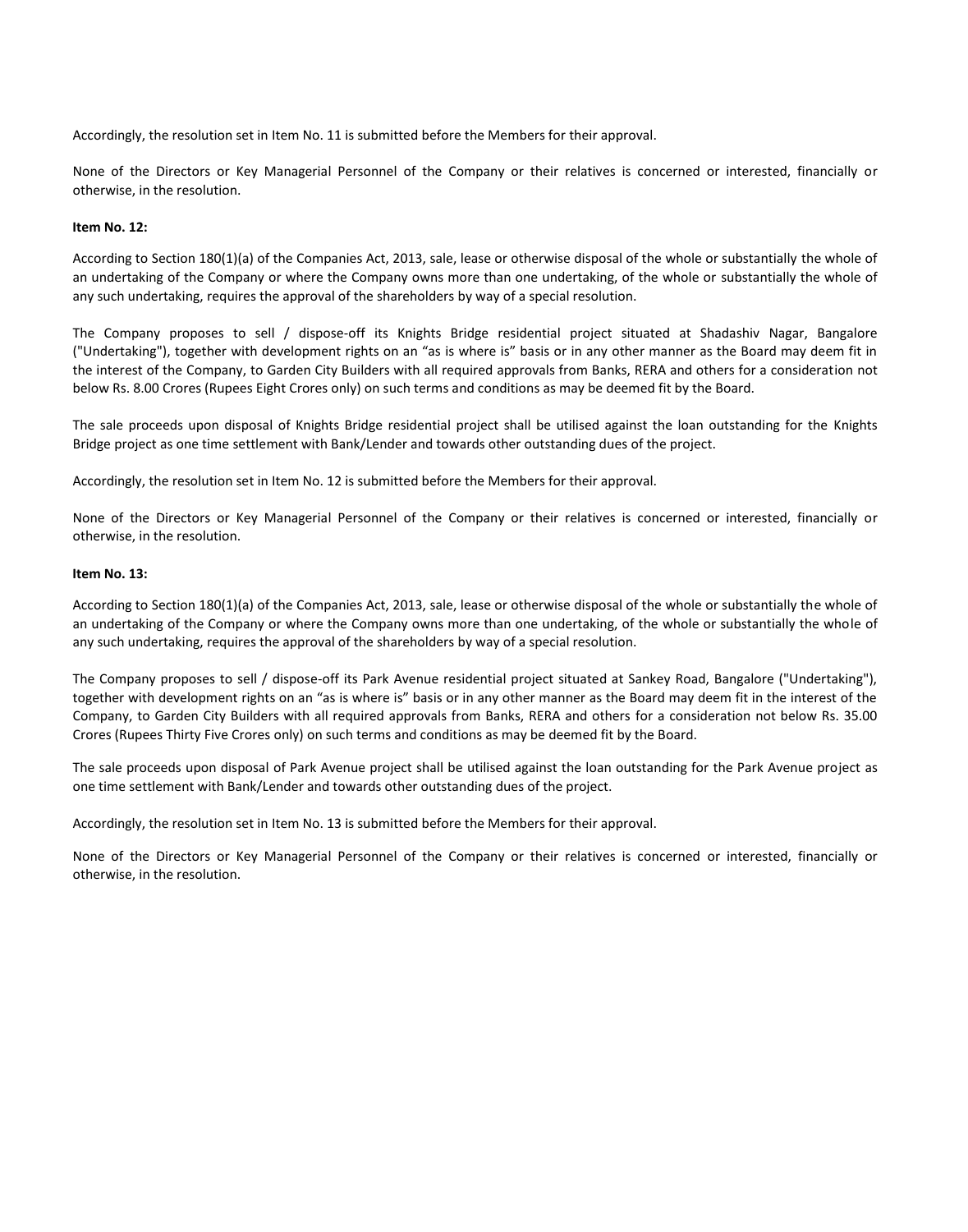Accordingly, the resolution set in Item No. 11 is submitted before the Members for their approval.

None of the Directors or Key Managerial Personnel of the Company or their relatives is concerned or interested, financially or otherwise, in the resolution.

**Item No. 12:**

According to Section 180(1)(a) of the Companies Act, 2013, sale, lease or otherwise disposal of the whole or substantially the whole of an undertaking of the Company or where the Company owns more than one undertaking, of the whole or substantially the whole of any such undertaking, requires the approval of the shareholders by way of a special resolution.

The Company proposes to sell / dispose-off its Knights Bridge residential project situated at Shadashiv Nagar, Bangalore ("Undertaking"), together with development rights on an "as is where is" basis or in any other manner as the Board may deem fit in the interest of the Company, to Garden City Builders with all required approvals from Banks, RERA and others for a consideration not below Rs. 8.00 Crores (Rupees Eight Crores only) on such terms and conditions as may be deemed fit by the Board.

The sale proceeds upon disposal of Knights Bridge residential project shall be utilised against the loan outstanding for the Knights Bridge project as one time settlement with Bank/Lender and towards other outstanding dues of the project.

Accordingly, the resolution set in Item No. 12 is submitted before the Members for their approval.

None of the Directors or Key Managerial Personnel of the Company or their relatives is concerned or interested, financially or otherwise, in the resolution.

**Item No. 13:**

According to Section 180(1)(a) of the Companies Act, 2013, sale, lease or otherwise disposal of the whole or substantially the whole of an undertaking of the Company or where the Company owns more than one undertaking, of the whole or substantially the whole of any such undertaking, requires the approval of the shareholders by way of a special resolution.

The Company proposes to sell / dispose-off its Park Avenue residential project situated at Sankey Road, Bangalore ("Undertaking"), together with development rights on an "as is where is" basis or in any other manner as the Board may deem fit in the interest of the Company, to Garden City Builders with all required approvals from Banks, RERA and others for a consideration not below Rs. 35.00 Crores (Rupees Thirty Five Crores only) on such terms and conditions as may be deemed fit by the Board.

The sale proceeds upon disposal of Park Avenue project shall be utilised against the loan outstanding for the Park Avenue project as one time settlement with Bank/Lender and towards other outstanding dues of the project.

Accordingly, the resolution set in Item No. 13 is submitted before the Members for their approval.

None of the Directors or Key Managerial Personnel of the Company or their relatives is concerned or interested, financially or otherwise, in the resolution.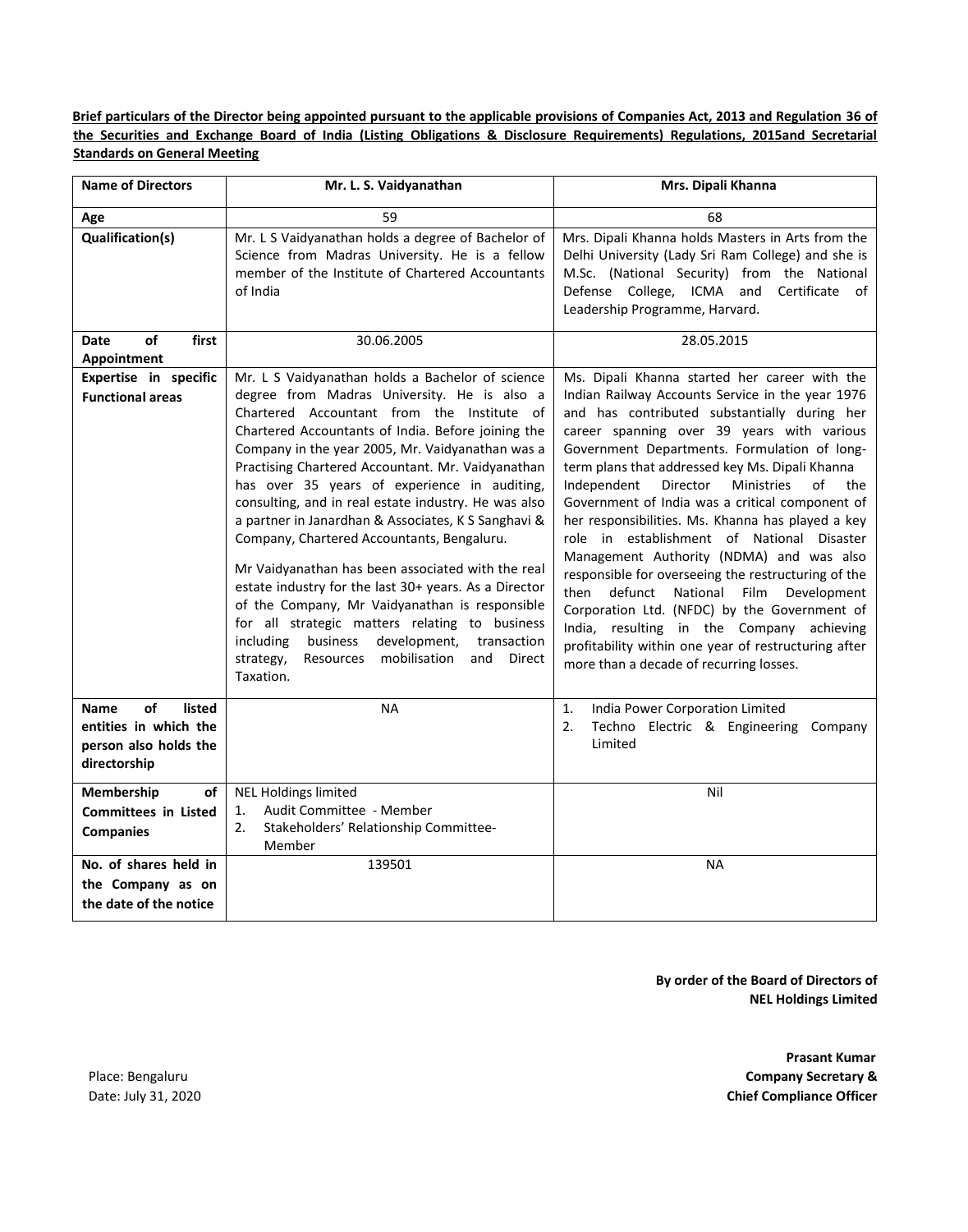**Brief particulars of the Director being appointed pursuant to the applicable provisions of Companies Act, 2013 and Regulation 36 of the Securities and Exchange Board of India (Listing Obligations & Disclosure Requirements) Regulations, 2015and Secretarial Standards on General Meeting**

| **Name of Directors** | **Mr. L. S. Vaidyanathan** | **Mrs. Dipali Khanna** |
|---|---|---|
| **Age** | 59 | 68 |
| **Qualification(s)** | Mr. L S Vaidyanathan holds a degree of Bachelor of Science from Madras University. He is a fellow member of the Institute of Chartered Accountants of India | Mrs. Dipali Khanna holds Masters in Arts from the Delhi University (Lady Sri Ram College) and she is M.Sc. (National Security) from the National Defense College, ICMA and Certificate of Leadership Programme, Harvard. |
| **Date of first Appointment** | 30.06.2005 | 28.05.2015 |
| **Expertise in specific Functional areas** | Mr. L S Vaidyanathan holds a Bachelor of science degree from Madras University. He is also a Chartered Accountant from the Institute of Chartered Accountants of India. Before joining the Company in the year 2005, Mr. Vaidyanathan was a Practising Chartered Accountant. Mr. Vaidyanathan has over 35 years of experience in auditing, consulting, and in real estate industry. He was also a partner in Janardhan & Associates, K S Sanghavi & Company, Chartered Accountants, Bengaluru.<br><br>Mr Vaidyanathan has been associated with the real estate industry for the last 30+ years. As a Director of the Company, Mr Vaidyanathan is responsible for all strategic matters relating to business including business development, transaction strategy, Resources mobilisation and Direct Taxation. | Ms. Dipali Khanna started her career with the Indian Railway Accounts Service in the year 1976 and has contributed substantially during her career spanning over 39 years with various Government Departments. Formulation of long-term plans that addressed key Ms. Dipali Khanna Independent Director Ministries of the Government of India was a critical component of her responsibilities. Ms. Khanna has played a key role in establishment of National Disaster Management Authority (NDMA) and was also responsible for overseeing the restructuring of the then defunct National Film Development Corporation Ltd. (NFDC) by the Government of India, resulting in the Company achieving profitability within one year of restructuring after more than a decade of recurring losses. |
| **Name of listed entities in which the person also holds the directorship** | NA | 1. India Power Corporation Limited<br>2. Techno Electric & Engineering Company Limited |
| **Membership of Committees in Listed Companies** | NEL Holdings limited<br>1. Audit Committee - Member<br>2. Stakeholders' Relationship Committee- Member | Nil |
| **No. of shares held in the Company as on the date of the notice** | 139501 | NA |

**By order of the Board of Directors of**
**NEL Holdings Limited**

**Prasant Kumar**
**Company Secretary &**
**Chief Compliance Officer**

Place: Bengaluru
Date: July 31, 2020